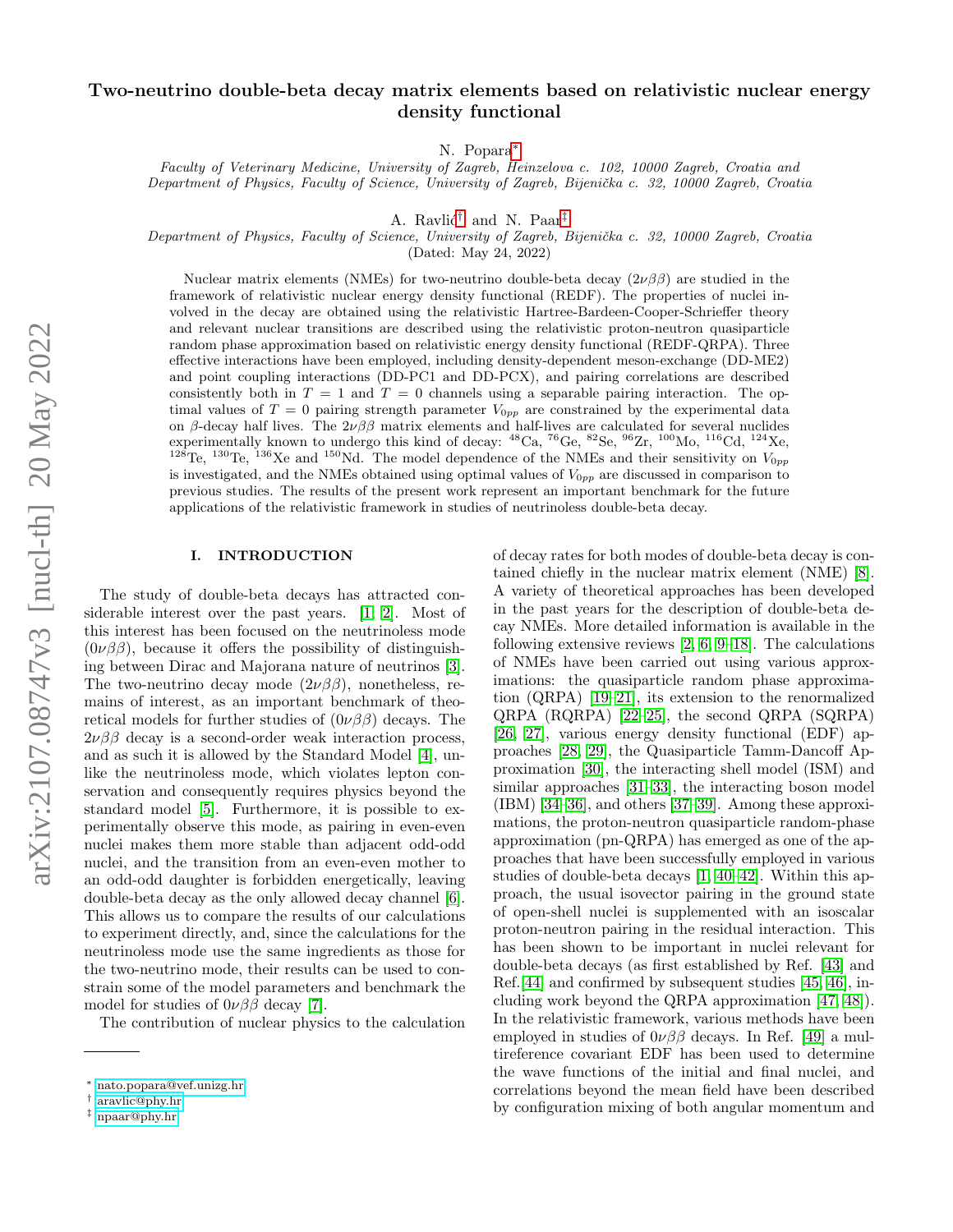# Two-neutrino double-beta decay matrix elements based on relativistic nuclear energy density functional

N. Popara*

*Faculty of Veterinary Medicine, University of Zagreb, Heinzelova c. 102, 10000 Zagreb, Croatia and*
*Department of Physics, Faculty of Science, University of Zagreb, Bijenička c. 32, 10000 Zagreb, Croatia*

A. Ravlić† and N. Paar‡

*Department of Physics, Faculty of Science, University of Zagreb, Bijenička c. 32, 10000 Zagreb, Croatia*

(Dated: May 24, 2022)

Nuclear matrix elements (NMEs) for two-neutrino double-beta decay ($2\nu\beta\beta$) are studied in the framework of relativistic nuclear energy density functional (REDF). The properties of nuclei involved in the decay are obtained using the relativistic Hartree-Bardeen-Cooper-Schrieffer theory and relevant nuclear transitions are described using the relativistic proton-neutron quasiparticle random phase approximation based on relativistic energy density functional (REDF-QRPA). Three effective interactions have been employed, including density-dependent meson-exchange (DD-ME2) and point coupling interactions (DD-PC1 and DD-PCX), and pairing correlations are described consistently both in $T = 1$ and $T = 0$ channels using a separable pairing interaction. The optimal values of $T = 0$ pairing strength parameter $V_{0pp}$ are constrained by the experimental data on $\beta$-decay half lives. The $2\nu\beta\beta$ matrix elements and half-lives are calculated for several nuclides experimentally known to undergo this kind of decay: $^{48}$Ca, $^{76}$Ge, $^{82}$Se, $^{96}$Zr, $^{100}$Mo, $^{116}$Cd, $^{124}$Xe, $^{128}$Te, $^{130}$Te, $^{136}$Xe and $^{150}$Nd. The model dependence of the NMEs and their sensitivity on $V_{0pp}$ is investigated, and the NMEs obtained using optimal values of $V_{0pp}$ are discussed in comparison to previous studies. The results of the present work represent an important benchmark for the future applications of the relativistic framework in studies of neutrinoless double-beta decay.

## I. INTRODUCTION

The study of double-beta decays has attracted considerable interest over the past years. [1, 2]. Most of this interest has been focused on the neutrinoless mode ($0\nu\beta\beta$), because it offers the possibility of distinguishing between Dirac and Majorana nature of neutrinos [3]. The two-neutrino decay mode ($2\nu\beta\beta$), nonetheless, remains of interest, as an important benchmark of theoretical models for further studies of ($0\nu\beta\beta$) decays. The $2\nu\beta\beta$ decay is a second-order weak interaction process, and as such it is allowed by the Standard Model [4], unlike the neutrinoless mode, which violates lepton conservation and consequently requires physics beyond the standard model [5]. Furthermore, it is possible to experimentally observe this mode, as pairing in even-even nuclei makes them more stable than adjacent odd-odd nuclei, and the transition from an even-even mother to an odd-odd daughter is forbidden energetically, leaving double-beta decay as the only allowed decay channel [6]. This allows us to compare the results of our calculations to experiment directly, and, since the calculations for the neutrinoless mode use the same ingredients as those for the two-neutrino mode, their results can be used to constrain some of the model parameters and benchmark the model for studies of $0\nu\beta\beta$ decay [7].

The contribution of nuclear physics to the calculation of decay rates for both modes of double-beta decay is contained chiefly in the nuclear matrix element (NME) [8]. A variety of theoretical approaches has been developed in the past years for the description of double-beta decay NMEs. More detailed information is available in the following extensive reviews [2, 6, 9–18]. The calculations of NMEs have been carried out using various approximations: the quasiparticle random phase approximation (QRPA) [19–21], its extension to the renormalized QRPA (RQRPA) [22–25], the second QRPA (SQRPA) [26, 27], various energy density functional (EDF) approaches [28, 29], the Quasiparticle Tamm-Dancoff Approximation [30], the interacting shell model (ISM) and similar approaches [31–33], the interacting boson model (IBM) [34–36], and others [37–39]. Among these approximations, the proton-neutron quasiparticle random-phase approximation (pn-QRPA) has emerged as one of the approaches that have been successfully employed in various studies of double-beta decays [1, 40–42]. Within this approach, the usual isovector pairing in the ground state of open-shell nuclei is supplemented with an isoscalar proton-neutron pairing in the residual interaction. This has been shown to be important in nuclei relevant for double-beta decays (as first established by Ref. [43] and Ref. [44] and confirmed by subsequent studies [45, 46], including work beyond the QRPA approximation [47, 48]). In the relativistic framework, various methods have been employed in studies of $0\nu\beta\beta$ decays. In Ref. [49] a multireference covariant EDF has been used to determine the wave functions of the initial and final nuclei, and correlations beyond the mean field have been described by configuration mixing of both angular momentum and

* nato.popara@vef.unizg.hr
† aravlic@phy.hr
‡ npaar@phy.hr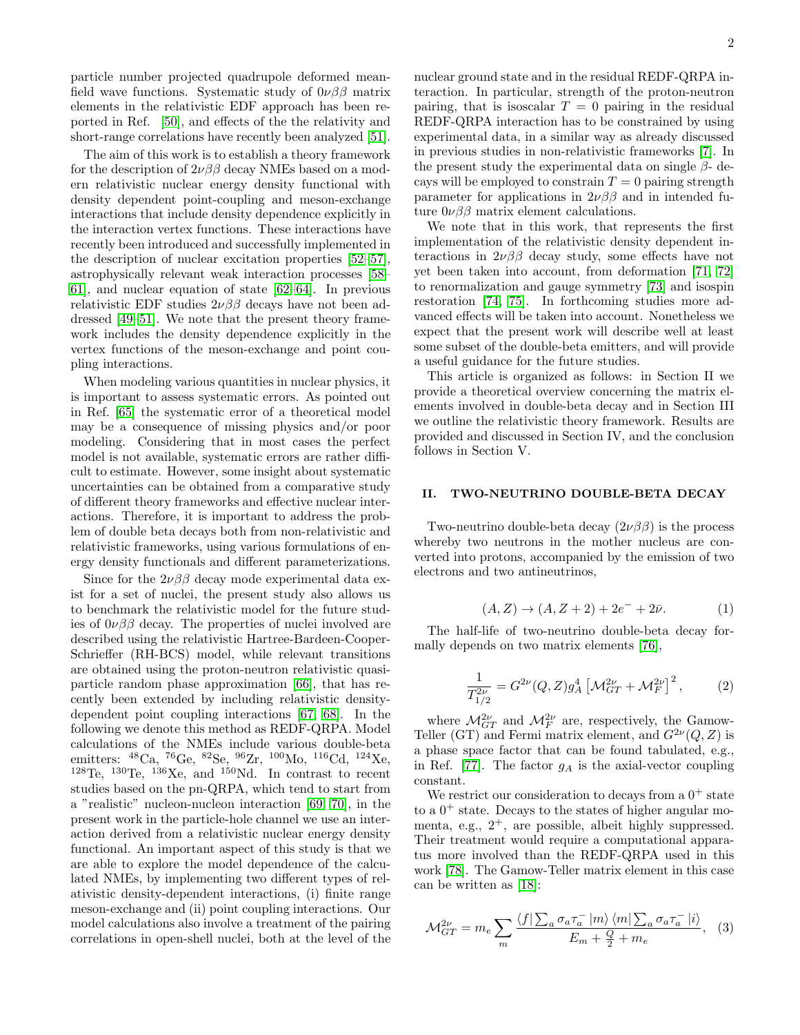particle number projected quadrupole deformed mean-field wave functions. Systematic study of $0\nu\beta\beta$ matrix elements in the relativistic EDF approach has been reported in Ref. [50], and effects of the the relativity and short-range correlations have recently been analyzed [51].

The aim of this work is to establish a theory framework for the description of $2\nu\beta\beta$ decay NMEs based on a modern relativistic nuclear energy density functional with density dependent point-coupling and meson-exchange interactions that include density dependence explicitly in the interaction vertex functions. These interactions have recently been introduced and successfully implemented in the description of nuclear excitation properties [52–57], astrophysically relevant weak interaction processes [58–61], and nuclear equation of state [62–64]. In previous relativistic EDF studies $2\nu\beta\beta$ decays have not been addressed [49–51]. We note that the present theory framework includes the density dependence explicitly in the vertex functions of the meson-exchange and point coupling interactions.

When modeling various quantities in nuclear physics, it is important to assess systematic errors. As pointed out in Ref. [65] the systematic error of a theoretical model may be a consequence of missing physics and/or poor modeling. Considering that in most cases the perfect model is not available, systematic errors are rather difficult to estimate. However, some insight about systematic uncertainties can be obtained from a comparative study of different theory frameworks and effective nuclear interactions. Therefore, it is important to address the problem of double beta decays both from non-relativistic and relativistic frameworks, using various formulations of energy density functionals and different parameterizations.

Since for the $2\nu\beta\beta$ decay mode experimental data exist for a set of nuclei, the present study also allows us to benchmark the relativistic model for the future studies of $0\nu\beta\beta$ decay. The properties of nuclei involved are described using the relativistic Hartree-Bardeen-Cooper-Schrieffer (RH-BCS) model, while relevant transitions are obtained using the proton-neutron relativistic quasiparticle random phase approximation [66], that has recently been extended by including relativistic density-dependent point coupling interactions [67, 68]. In the following we denote this method as REDF-QRPA. Model calculations of the NMEs include various double-beta emitters: $^{48}$Ca, $^{76}$Ge, $^{82}$Se, $^{96}$Zr, $^{100}$Mo, $^{116}$Cd, $^{124}$Xe, $^{128}$Te, $^{130}$Te, $^{136}$Xe, and $^{150}$Nd. In contrast to recent studies based on the pn-QRPA, which tend to start from a "realistic" nucleon-nucleon interaction [69, 70], in the present work in the particle-hole channel we use an interaction derived from a relativistic nuclear energy density functional. An important aspect of this study is that we are able to explore the model dependence of the calculated NMEs, by implementing two different types of relativistic density-dependent interactions, (i) finite range meson-exchange and (ii) point coupling interactions. Our model calculations also involve a treatment of the pairing correlations in open-shell nuclei, both at the level of the nuclear ground state and in the residual REDF-QRPA interaction. In particular, strength of the proton-neutron pairing, that is isoscalar $T = 0$ pairing in the residual REDF-QRPA interaction has to be constrained by using experimental data, in a similar way as already discussed in previous studies in non-relativistic frameworks [7]. In the present study the experimental data on single $\beta$- decays will be employed to constrain $T = 0$ pairing strength parameter for applications in $2\nu\beta\beta$ and in intended future $0\nu\beta\beta$ matrix element calculations.

We note that in this work, that represents the first implementation of the relativistic density dependent interactions in $2\nu\beta\beta$ decay study, some effects have not yet been taken into account, from deformation [71, 72] to renormalization and gauge symmetry [73] and isospin restoration [74, 75]. In forthcoming studies more advanced effects will be taken into account. Nonetheless we expect that the present work will describe well at least some subset of the double-beta emitters, and will provide a useful guidance for the future studies.

This article is organized as follows: in Section II we provide a theoretical overview concerning the matrix elements involved in double-beta decay and in Section III we outline the relativistic theory framework. Results are provided and discussed in Section IV, and the conclusion follows in Section V.

## II. TWO-NEUTRINO DOUBLE-BETA DECAY

Two-neutrino double-beta decay ($2\nu\beta\beta$) is the process whereby two neutrons in the mother nucleus are converted into protons, accompanied by the emission of two electrons and two antineutrinos,

$$(A, Z) \rightarrow (A, Z + 2) + 2e^- + 2\bar{\nu}. \tag{1}$$

The half-life of two-neutrino double-beta decay formally depends on two matrix elements [76],

$$\frac{1}{T_{1/2}^{2\nu}} = G^{2\nu}(Q, Z) g_A^4 \left[\mathcal{M}_{GT}^{2\nu} + \mathcal{M}_F^{2\nu}\right]^2, \tag{2}$$

where $\mathcal{M}_{GT}^{2\nu}$ and $\mathcal{M}_F^{2\nu}$ are, respectively, the Gamow-Teller (GT) and Fermi matrix element, and $G^{2\nu}(Q, Z)$ is a phase space factor that can be found tabulated, e.g., in Ref. [77]. The factor $g_A$ is the axial-vector coupling constant.

We restrict our consideration to decays from a $0^+$ state to a $0^+$ state. Decays to the states of higher angular momenta, e.g., $2^+$, are possible, albeit highly suppressed. Their treatment would require a computational apparatus more involved than the REDF-QRPA used in this work [78]. The Gamow-Teller matrix element in this case can be written as [18]:

$$\mathcal{M}_{GT}^{2\nu} = m_e \sum_m \frac{\langle f | \sum_a \sigma_a \tau_a^- | m \rangle \langle m | \sum_a \sigma_a \tau_a^- | i \rangle}{E_m + \frac{Q}{2} + m_e}, \tag{3}$$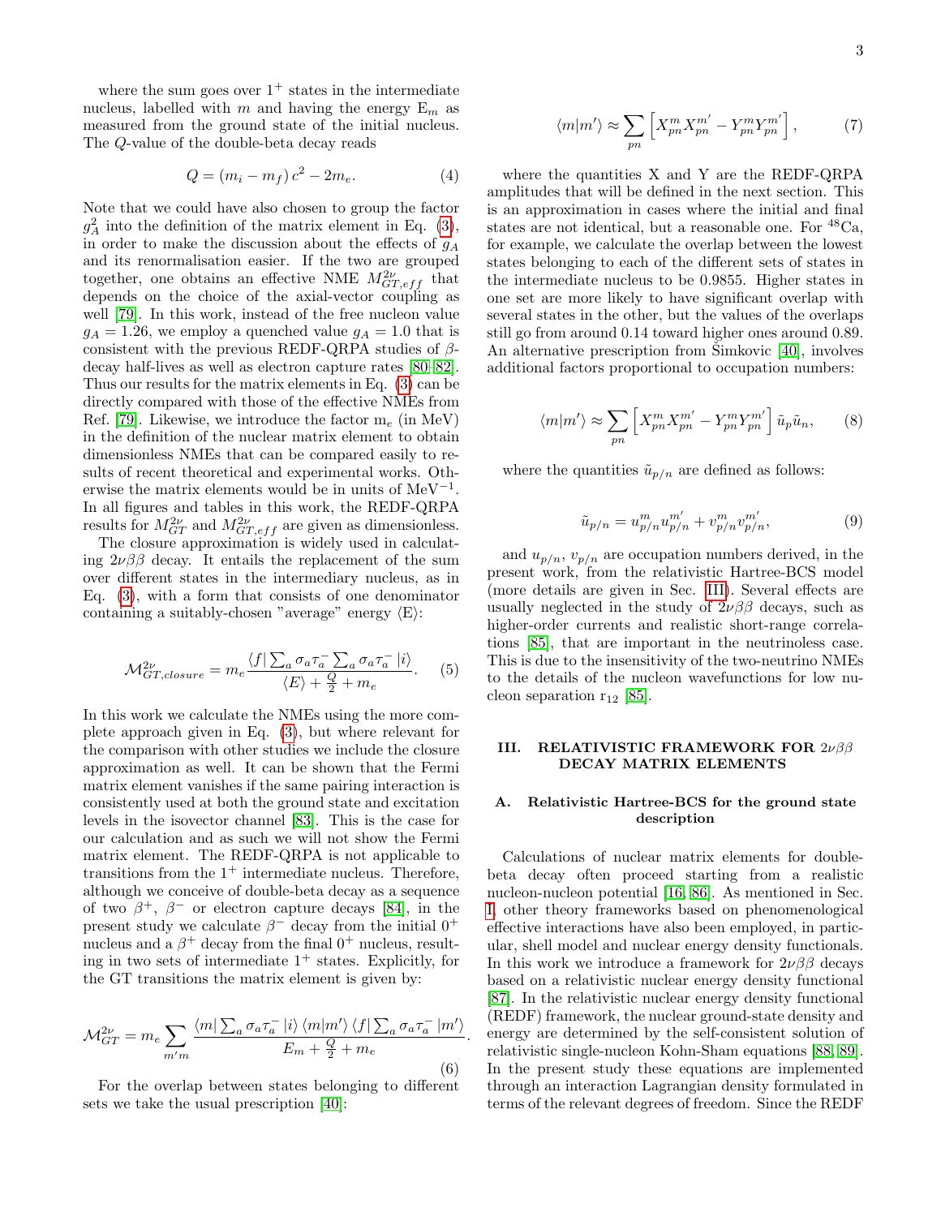where the sum goes over $1^+$ states in the intermediate nucleus, labelled with $m$ and having the energy $E_m$ as measured from the ground state of the initial nucleus. The $Q$-value of the double-beta decay reads

$$Q = (m_i - m_f)\, c^2 - 2m_e. \tag{4}$$

Note that we could have also chosen to group the factor $g_A^2$ into the definition of the matrix element in Eq. (3), in order to make the discussion about the effects of $g_A$ and its renormalisation easier. If the two are grouped together, one obtains an effective NME $M^{2\nu}_{GT,eff}$ that depends on the choice of the axial-vector coupling as well [79]. In this work, instead of the free nucleon value $g_A = 1.26$, we employ a quenched value $g_A = 1.0$ that is consistent with the previous REDF-QRPA studies of $\beta$-decay half-lives as well as electron capture rates [80–82]. Thus our results for the matrix elements in Eq. (3) can be directly compared with those of the effective NMEs from Ref. [79]. Likewise, we introduce the factor $m_e$ (in MeV) in the definition of the nuclear matrix element to obtain dimensionless NMEs that can be compared easily to results of recent theoretical and experimental works. Otherwise the matrix elements would be in units of MeV$^{-1}$. In all figures and tables in this work, the REDF-QRPA results for $M^{2\nu}_{GT}$ and $M^{2\nu}_{GT,eff}$ are given as dimensionless.

The closure approximation is widely used in calculating $2\nu\beta\beta$ decay. It entails the replacement of the sum over different states in the intermediary nucleus, as in Eq. (3), with a form that consists of one denominator containing a suitably-chosen "average" energy $\langle E \rangle$:

$$\mathcal{M}^{2\nu}_{GT,closure} = m_e \frac{\langle f | \sum_a \sigma_a \tau_a^- \sum_a \sigma_a \tau_a^- | i \rangle}{\langle E \rangle + \frac{Q}{2} + m_e}. \tag{5}$$

In this work we calculate the NMEs using the more complete approach given in Eq. (3), but where relevant for the comparison with other studies we include the closure approximation as well. It can be shown that the Fermi matrix element vanishes if the same pairing interaction is consistently used at both the ground state and excitation levels in the isovector channel [83]. This is the case for our calculation and as such we will not show the Fermi matrix element. The REDF-QRPA is not applicable to transitions from the $1^+$ intermediate nucleus. Therefore, although we conceive of double-beta decay as a sequence of two $\beta^+$, $\beta^-$ or electron capture decays [84], in the present study we calculate $\beta^-$ decay from the initial $0^+$ nucleus and a $\beta^+$ decay from the final $0^+$ nucleus, resulting in two sets of intermediate $1^+$ states. Explicitly, for the GT transitions the matrix element is given by:

$$\mathcal{M}^{2\nu}_{GT} = m_e \sum_{m'm} \frac{\langle m | \sum_a \sigma_a \tau_a^- | i \rangle \langle m | m' \rangle \langle f | \sum_a \sigma_a \tau_a^- | m' \rangle}{E_m + \frac{Q}{2} + m_e}. \tag{6}$$

For the overlap between states belonging to different sets we take the usual prescription [40]:

$$\langle m | m' \rangle \approx \sum_{pn} \left[ X^m_{pn} X^{m'}_{pn} - Y^m_{pn} Y^{m'}_{pn} \right], \tag{7}$$

where the quantities X and Y are the REDF-QRPA amplitudes that will be defined in the next section. This is an approximation in cases where the initial and final states are not identical, but a reasonable one. For $^{48}$Ca, for example, we calculate the overlap between the lowest states belonging to each of the different sets of states in the intermediate nucleus to be 0.9855. Higher states in one set are more likely to have significant overlap with several states in the other, but the values of the overlaps still go from around 0.14 toward higher ones around 0.89. An alternative prescription from Šimkovic [40], involves additional factors proportional to occupation numbers:

$$\langle m | m' \rangle \approx \sum_{pn} \left[ X^m_{pn} X^{m'}_{pn} - Y^m_{pn} Y^{m'}_{pn} \right] \tilde{u}_p \tilde{u}_n, \tag{8}$$

where the quantities $\tilde{u}_{p/n}$ are defined as follows:

$$\tilde{u}_{p/n} = u^m_{p/n} u^{m'}_{p/n} + v^m_{p/n} v^{m'}_{p/n}, \tag{9}$$

and $u_{p/n}$, $v_{p/n}$ are occupation numbers derived, in the present work, from the relativistic Hartree-BCS model (more details are given in Sec. III). Several effects are usually neglected in the study of $2\nu\beta\beta$ decays, such as higher-order currents and realistic short-range correlations [85], that are important in the neutrinoless case. This is due to the insensitivity of the two-neutrino NMEs to the details of the nucleon wavefunctions for low nucleon separation $r_{12}$ [85].

## III. RELATIVISTIC FRAMEWORK FOR $2\nu\beta\beta$ DECAY MATRIX ELEMENTS

### A. Relativistic Hartree-BCS for the ground state description

Calculations of nuclear matrix elements for double-beta decay often proceed starting from a realistic nucleon-nucleon potential [16, 86]. As mentioned in Sec. I, other theory frameworks based on phenomenological effective interactions have also been employed, in particular, shell model and nuclear energy density functionals. In this work we introduce a framework for $2\nu\beta\beta$ decays based on a relativistic nuclear energy density functional [87]. In the relativistic nuclear energy density functional (REDF) framework, the nuclear ground-state density and energy are determined by the self-consistent solution of relativistic single-nucleon Kohn-Sham equations [88, 89]. In the present study these equations are implemented through an interaction Lagrangian density formulated in terms of the relevant degrees of freedom. Since the REDF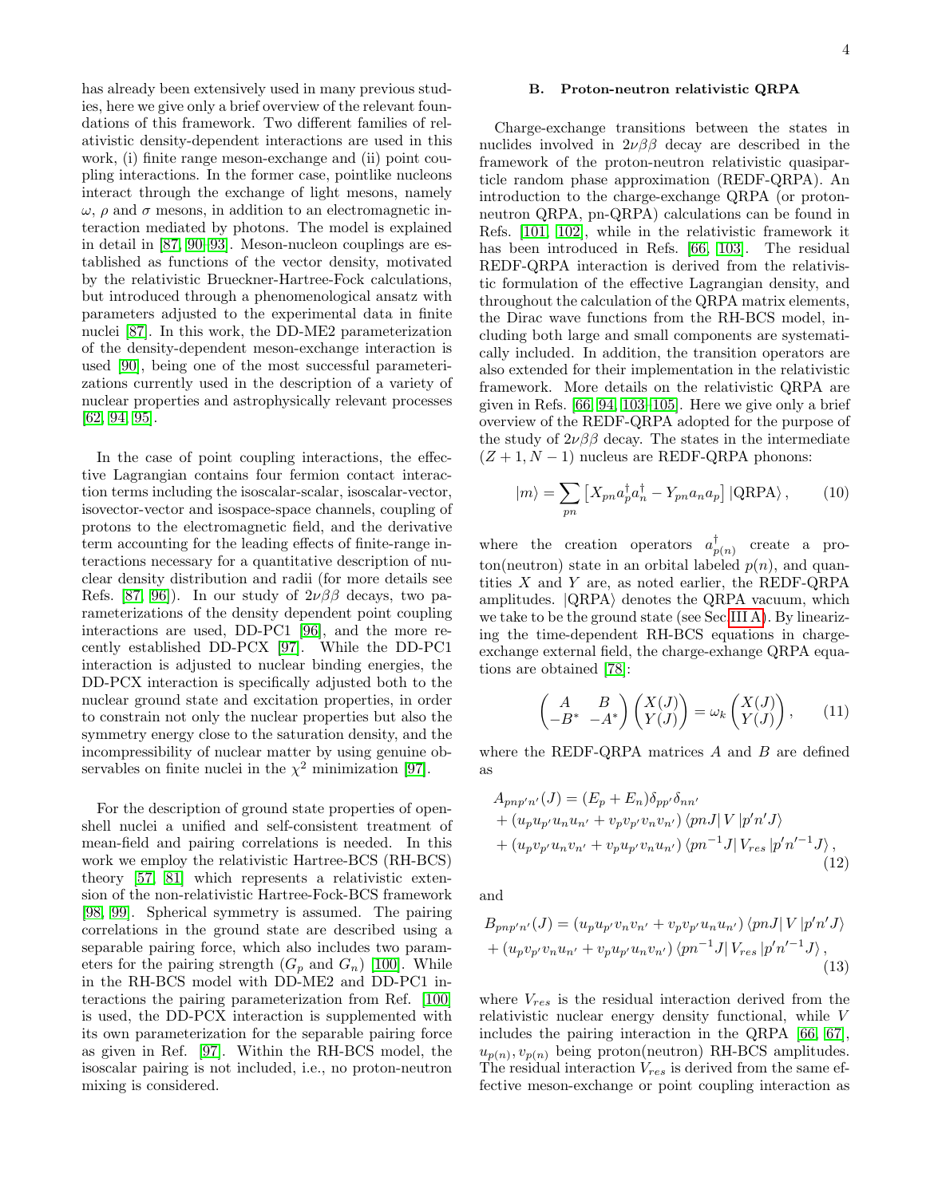has already been extensively used in many previous studies, here we give only a brief overview of the relevant foundations of this framework. Two different families of relativistic density-dependent interactions are used in this work, (i) finite range meson-exchange and (ii) point coupling interactions. In the former case, pointlike nucleons interact through the exchange of light mesons, namely $\omega$, $\rho$ and $\sigma$ mesons, in addition to an electromagnetic interaction mediated by photons. The model is explained in detail in [87, 90–93]. Meson-nucleon couplings are established as functions of the vector density, motivated by the relativistic Brueckner-Hartree-Fock calculations, but introduced through a phenomenological ansatz with parameters adjusted to the experimental data in finite nuclei [87]. In this work, the DD-ME2 parameterization of the density-dependent meson-exchange interaction is used [90], being one of the most successful parameterizations currently used in the description of a variety of nuclear properties and astrophysically relevant processes [62, 94, 95].

In the case of point coupling interactions, the effective Lagrangian contains four fermion contact interaction terms including the isoscalar-scalar, isoscalar-vector, isovector-vector and isospace-space channels, coupling of protons to the electromagnetic field, and the derivative term accounting for the leading effects of finite-range interactions necessary for a quantitative description of nuclear density distribution and radii (for more details see Refs. [87, 96]). In our study of $2\nu\beta\beta$ decays, two parameterizations of the density dependent point coupling interactions are used, DD-PC1 [96], and the more recently established DD-PCX [97]. While the DD-PC1 interaction is adjusted to nuclear binding energies, the DD-PCX interaction is specifically adjusted both to the nuclear ground state and excitation properties, in order to constrain not only the nuclear properties but also the symmetry energy close to the saturation density, and the incompressibility of nuclear matter by using genuine observables on finite nuclei in the $\chi^2$ minimization [97].

For the description of ground state properties of open-shell nuclei a unified and self-consistent treatment of mean-field and pairing correlations is needed. In this work we employ the relativistic Hartree-BCS (RH-BCS) theory [57, 81] which represents a relativistic extension of the non-relativistic Hartree-Fock-BCS framework [98, 99]. Spherical symmetry is assumed. The pairing correlations in the ground state are described using a separable pairing force, which also includes two parameters for the pairing strength ($G_p$ and $G_n$) [100]. While in the RH-BCS model with DD-ME2 and DD-PC1 interactions the pairing parameterization from Ref. [100] is used, the DD-PCX interaction is supplemented with its own parameterization for the separable pairing force as given in Ref. [97]. Within the RH-BCS model, the isoscalar pairing is not included, i.e., no proton-neutron mixing is considered.

### B. Proton-neutron relativistic QRPA

Charge-exchange transitions between the states in nuclides involved in $2\nu\beta\beta$ decay are described in the framework of the proton-neutron relativistic quasiparticle random phase approximation (REDF-QRPA). An introduction to the charge-exchange QRPA (or proton-neutron QRPA, pn-QRPA) calculations can be found in Refs. [101, 102], while in the relativistic framework it has been introduced in Refs. [66, 103]. The residual REDF-QRPA interaction is derived from the relativistic formulation of the effective Lagrangian density, and throughout the calculation of the QRPA matrix elements, the Dirac wave functions from the RH-BCS model, including both large and small components are systematically included. In addition, the transition operators are also extended for their implementation in the relativistic framework. More details on the relativistic QRPA are given in Refs. [66, 94, 103–105]. Here we give only a brief overview of the REDF-QRPA adopted for the purpose of the study of $2\nu\beta\beta$ decay. The states in the intermediate $(Z+1, N-1)$ nucleus are REDF-QRPA phonons:

$$
|m\rangle = \sum_{pn} \left[ X_{pn} a_p^\dagger a_n^\dagger - Y_{pn} a_n a_p \right] |\mathrm{QRPA}\rangle \,, \qquad (10)
$$

where the creation operators $a^\dagger_{p(n)}$ create a proton(neutron) state in an orbital labeled $p(n)$, and quantities $X$ and $Y$ are, as noted earlier, the REDF-QRPA amplitudes. $|\mathrm{QRPA}\rangle$ denotes the QRPA vacuum, which we take to be the ground state (see Sec III A). By linearizing the time-dependent RH-BCS equations in charge-exchange external field, the charge-exhange QRPA equations are obtained [78]:

$$
\begin{pmatrix} A & B \\ -B^* & -A^* \end{pmatrix} \begin{pmatrix} X(J) \\ Y(J) \end{pmatrix} = \omega_k \begin{pmatrix} X(J) \\ Y(J) \end{pmatrix} , \qquad (11)
$$

where the REDF-QRPA matrices $A$ and $B$ are defined as

$$
\begin{aligned}
A_{pnp'n'}(J) &= (E_p + E_n)\delta_{pp'}\delta_{nn'} \\
&+ (u_p u_{p'} u_n u_{n'} + v_p v_{p'} v_n v_{n'}) \langle pnJ | V | p'n'J \rangle \\
&+ (u_p v_{p'} u_n v_{n'} + v_p u_{p'} v_n u_{n'}) \langle pn^{-1}J | V_{res} | p'n'^{-1}J \rangle \,,
\end{aligned} \qquad (12)
$$

and

$$
\begin{aligned}
B_{pnp'n'}(J) &= (u_p u_{p'} v_n v_{n'} + v_p v_{p'} u_n u_{n'}) \langle pnJ | V | p'n'J \rangle \\
&+ (u_p v_{p'} v_n u_{n'} + v_p u_{p'} u_n v_{n'}) \langle pn^{-1}J | V_{res} | p'n'^{-1}J \rangle \,,
\end{aligned} \qquad (13)
$$

where $V_{res}$ is the residual interaction derived from the relativistic nuclear energy density functional, while $V$ includes the pairing interaction in the QRPA [66, 67], $u_{p(n)}, v_{p(n)}$ being proton(neutron) RH-BCS amplitudes. The residual interaction $V_{res}$ is derived from the same effective meson-exchange or point coupling interaction as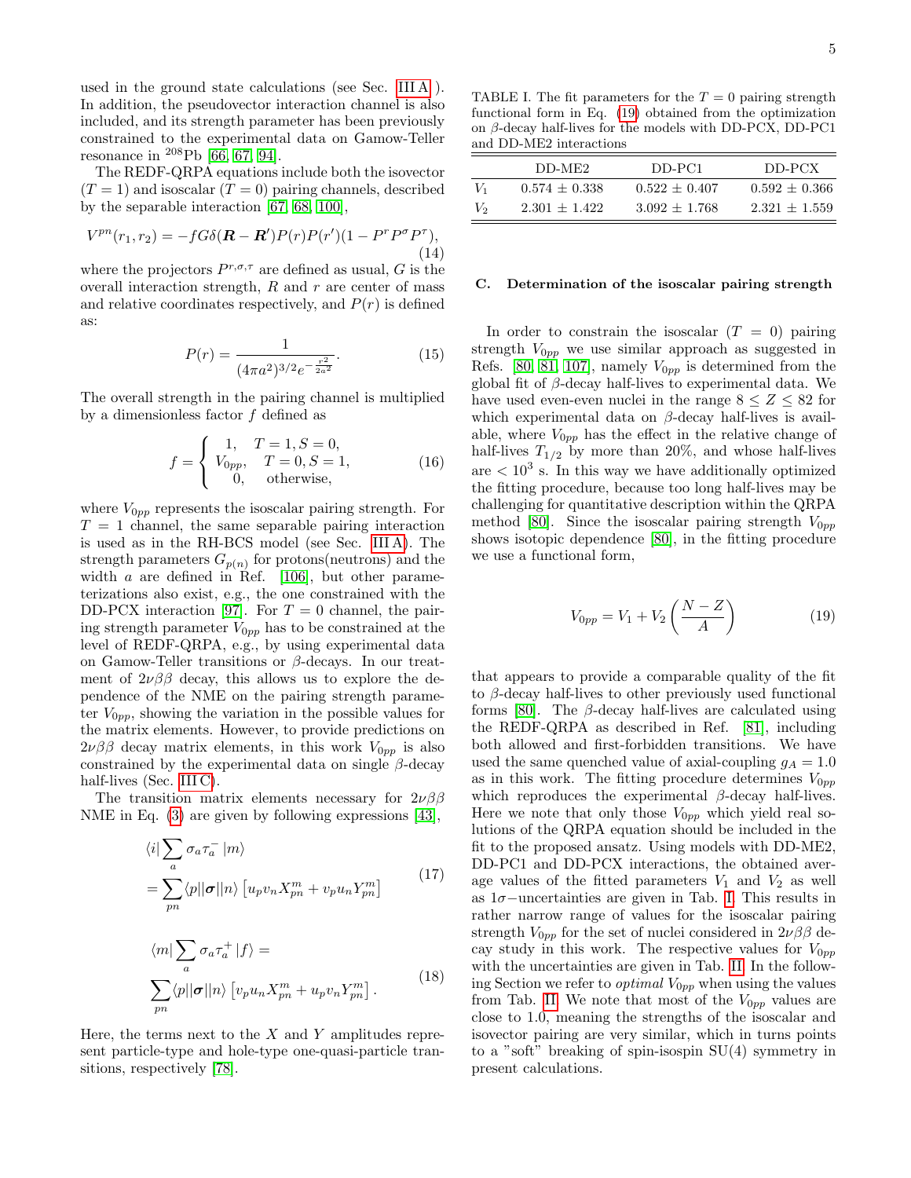used in the ground state calculations (see Sec. III A ). In addition, the pseudovector interaction channel is also included, and its strength parameter has been previously constrained to the experimental data on Gamow-Teller resonance in $^{208}$Pb [66, 67, 94].

The REDF-QRPA equations include both the isovector ($T = 1$) and isoscalar ($T = 0$) pairing channels, described by the separable interaction [67, 68, 100],

$$V^{pn}(r_1, r_2) = -fG\delta(\boldsymbol{R} - \boldsymbol{R}')P(r)P(r')(1 - P^r P^\sigma P^\tau), \tag{14}$$

where the projectors $P^{r,\sigma,\tau}$ are defined as usual, $G$ is the overall interaction strength, $R$ and $r$ are center of mass and relative coordinates respectively, and $P(r)$ is defined as:

$$P(r) = \frac{1}{(4\pi a^2)^{3/2} e^{-\frac{r^2}{2a^2}}}. \tag{15}$$

The overall strength in the pairing channel is multiplied by a dimensionless factor $f$ defined as

$$f = \begin{cases} 1, & T = 1, S = 0, \\ V_{0pp}, & T = 0, S = 1, \\ 0, & \text{otherwise}, \end{cases} \tag{16}$$

where $V_{0pp}$ represents the isoscalar pairing strength. For $T = 1$ channel, the same separable pairing interaction is used as in the RH-BCS model (see Sec. III A). The strength parameters $G_{p(n)}$ for protons(neutrons) and the width $a$ are defined in Ref. [106], but other parameterizations also exist, e.g., the one constrained with the DD-PCX interaction [97]. For $T = 0$ channel, the pairing strength parameter $V_{0pp}$ has to be constrained at the level of REDF-QRPA, e.g., by using experimental data on Gamow-Teller transitions or $\beta$-decays. In our treatment of $2\nu\beta\beta$ decay, this allows us to explore the dependence of the NME on the pairing strength parameter $V_{0pp}$, showing the variation in the possible values for the matrix elements. However, to provide predictions on $2\nu\beta\beta$ decay matrix elements, in this work $V_{0pp}$ is also constrained by the experimental data on single $\beta$-decay half-lives (Sec. III C).

The transition matrix elements necessary for $2\nu\beta\beta$ NME in Eq. (3) are given by following expressions [43],

$$\begin{aligned} &\langle i| \sum_a \sigma_a \tau_a^- |m\rangle \\ &= \sum_{pn} \langle p||\boldsymbol{\sigma}||n\rangle \left[u_p v_n X_{pn}^m + v_p u_n Y_{pn}^m\right] \end{aligned} \tag{17}$$

$$\begin{aligned} &\langle m| \sum_a \sigma_a \tau_a^+ |f\rangle = \\ &\sum_{pn} \langle p||\boldsymbol{\sigma}||n\rangle \left[v_p u_n X_{pn}^m + u_p v_n Y_{pn}^m\right]. \end{aligned} \tag{18}$$

Here, the terms next to the $X$ and $Y$ amplitudes represent particle-type and hole-type one-quasi-particle transitions, respectively [78].

TABLE I. The fit parameters for the $T = 0$ pairing strength functional form in Eq. (19) obtained from the optimization on $\beta$-decay half-lives for the models with DD-PCX, DD-PC1 and DD-ME2 interactions

| | DD-ME2 | DD-PC1 | DD-PCX |
|---|---|---|---|
| $V_1$ | 0.574 ± 0.338 | 0.522 ± 0.407 | 0.592 ± 0.366 |
| $V_2$ | 2.301 ± 1.422 | 3.092 ± 1.768 | 2.321 ± 1.559 |

### C. Determination of the isoscalar pairing strength

In order to constrain the isoscalar ($T = 0$) pairing strength $V_{0pp}$ we use similar approach as suggested in Refs. [80, 81, 107], namely $V_{0pp}$ is determined from the global fit of $\beta$-decay half-lives to experimental data. We have used even-even nuclei in the range $8 \leq Z \leq 82$ for which experimental data on $\beta$-decay half-lives is available, where $V_{0pp}$ has the effect in the relative change of half-lives $T_{1/2}$ by more than 20%, and whose half-lives are $< 10^3$ s. In this way we have additionally optimized the fitting procedure, because too long half-lives may be challenging for quantitative description within the QRPA method [80]. Since the isoscalar pairing strength $V_{0pp}$ shows isotopic dependence [80], in the fitting procedure we use a functional form,

$$V_{0pp} = V_1 + V_2 \left(\frac{N - Z}{A}\right) \tag{19}$$

that appears to provide a comparable quality of the fit to $\beta$-decay half-lives to other previously used functional forms [80]. The $\beta$-decay half-lives are calculated using the REDF-QRPA as described in Ref. [81], including both allowed and first-forbidden transitions. We have used the same quenched value of axial-coupling $g_A = 1.0$ as in this work. The fitting procedure determines $V_{0pp}$ which reproduces the experimental $\beta$-decay half-lives. Here we note that only those $V_{0pp}$ which yield real solutions of the QRPA equation should be included in the fit to the proposed ansatz. Using models with DD-ME2, DD-PC1 and DD-PCX interactions, the obtained average values of the fitted parameters $V_1$ and $V_2$ as well as $1\sigma-$uncertainties are given in Tab. I. This results in rather narrow range of values for the isoscalar pairing strength $V_{0pp}$ for the set of nuclei considered in $2\nu\beta\beta$ decay study in this work. The respective values for $V_{0pp}$ with the uncertainties are given in Tab. II. In the following Section we refer to *optimal* $V_{0pp}$ when using the values from Tab. II. We note that most of the $V_{0pp}$ values are close to 1.0, meaning the strengths of the isoscalar and isovector pairing are very similar, which in turns points to a "soft" breaking of spin-isospin SU(4) symmetry in present calculations.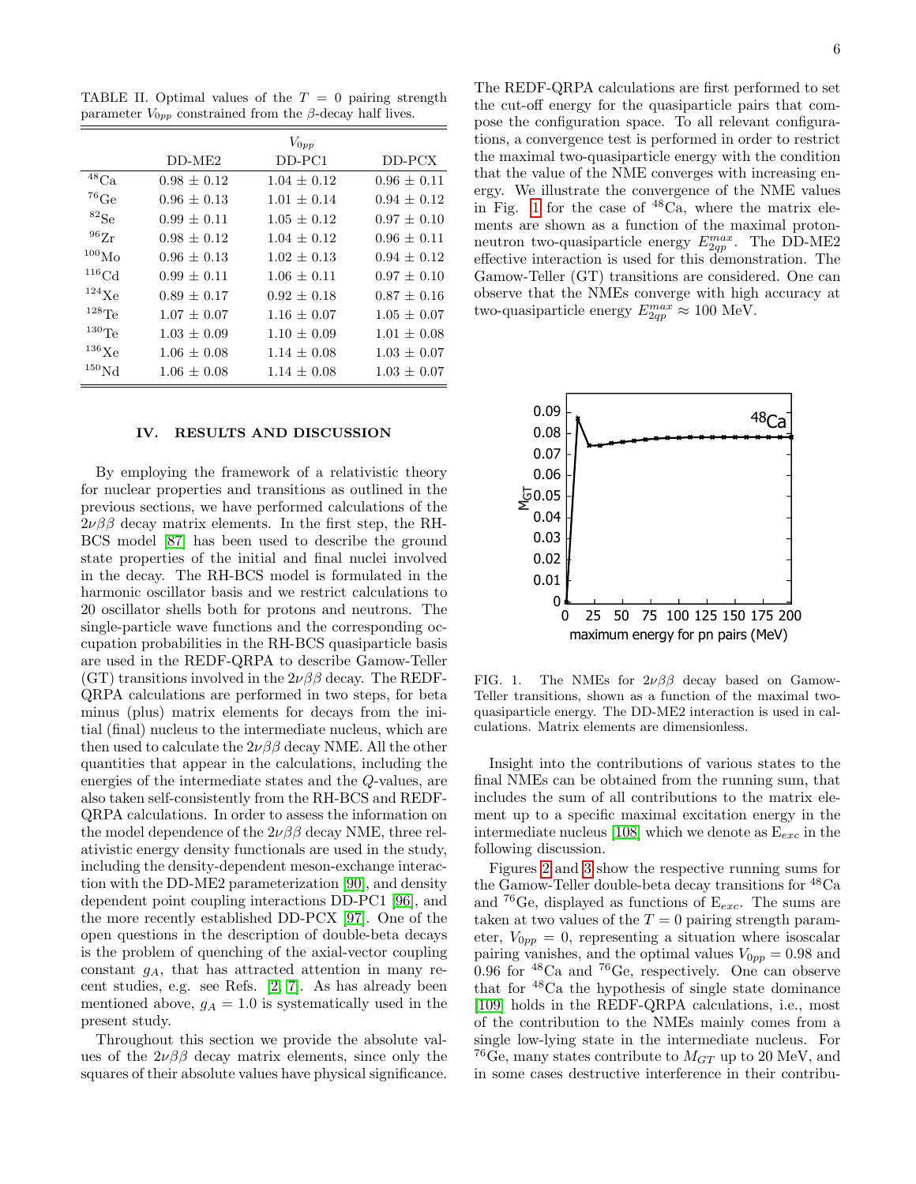TABLE II. Optimal values of the $T = 0$ pairing strength parameter $V_{0pp}$ constrained from the $\beta$-decay half lives.

| | $V_{0pp}$ | | |
|---|---|---|---|
| | DD-ME2 | DD-PC1 | DD-PCX |
| $^{48}$Ca | $0.98 \pm 0.12$ | $1.04 \pm 0.12$ | $0.96 \pm 0.11$ |
| $^{76}$Ge | $0.96 \pm 0.13$ | $1.01 \pm 0.14$ | $0.94 \pm 0.12$ |
| $^{82}$Se | $0.99 \pm 0.11$ | $1.05 \pm 0.12$ | $0.97 \pm 0.10$ |
| $^{96}$Zr | $0.98 \pm 0.12$ | $1.04 \pm 0.12$ | $0.96 \pm 0.11$ |
| $^{100}$Mo | $0.96 \pm 0.13$ | $1.02 \pm 0.13$ | $0.94 \pm 0.12$ |
| $^{116}$Cd | $0.99 \pm 0.11$ | $1.06 \pm 0.11$ | $0.97 \pm 0.10$ |
| $^{124}$Xe | $0.89 \pm 0.17$ | $0.92 \pm 0.18$ | $0.87 \pm 0.16$ |
| $^{128}$Te | $1.07 \pm 0.07$ | $1.16 \pm 0.07$ | $1.05 \pm 0.07$ |
| $^{130}$Te | $1.03 \pm 0.09$ | $1.10 \pm 0.09$ | $1.01 \pm 0.08$ |
| $^{136}$Xe | $1.06 \pm 0.08$ | $1.14 \pm 0.08$ | $1.03 \pm 0.07$ |
| $^{150}$Nd | $1.06 \pm 0.08$ | $1.14 \pm 0.08$ | $1.03 \pm 0.07$ |

## IV. RESULTS AND DISCUSSION

By employing the framework of a relativistic theory for nuclear properties and transitions as outlined in the previous sections, we have performed calculations of the $2\nu\beta\beta$ decay matrix elements. In the first step, the RH-BCS model [87] has been used to describe the ground state properties of the initial and final nuclei involved in the decay. The RH-BCS model is formulated in the harmonic oscillator basis and we restrict calculations to 20 oscillator shells both for protons and neutrons. The single-particle wave functions and the corresponding occupation probabilities in the RH-BCS quasiparticle basis are used in the REDF-QRPA to describe Gamow-Teller (GT) transitions involved in the $2\nu\beta\beta$ decay. The REDF-QRPA calculations are performed in two steps, for beta minus (plus) matrix elements for decays from the initial (final) nucleus to the intermediate nucleus, which are then used to calculate the $2\nu\beta\beta$ decay NME. All the other quantities that appear in the calculations, including the energies of the intermediate states and the $Q$-values, are also taken self-consistently from the RH-BCS and REDF-QRPA calculations. In order to assess the information on the model dependence of the $2\nu\beta\beta$ decay NME, three relativistic energy density functionals are used in the study, including the density-dependent meson-exchange interaction with the DD-ME2 parameterization [90], and density dependent point coupling interactions DD-PC1 [96], and the more recently established DD-PCX [97]. One of the open questions in the description of double-beta decays is the problem of quenching of the axial-vector coupling constant $g_A$, that has attracted attention in many recent studies, e.g. see Refs. [2, 7]. As has already been mentioned above, $g_A = 1.0$ is systematically used in the present study.

Throughout this section we provide the absolute values of the $2\nu\beta\beta$ decay matrix elements, since only the squares of their absolute values have physical significance.

The REDF-QRPA calculations are first performed to set the cut-off energy for the quasiparticle pairs that compose the configuration space. To all relevant configurations, a convergence test is performed in order to restrict the maximal two-quasiparticle energy with the condition that the value of the NME converges with increasing energy. We illustrate the convergence of the NME values in Fig. 1 for the case of $^{48}$Ca, where the matrix elements are shown as a function of the maximal proton-neutron two-quasiparticle energy $E_{2qp}^{max}$. The DD-ME2 effective interaction is used for this demonstration. The Gamow-Teller (GT) transitions are considered. One can observe that the NMEs converge with high accuracy at two-quasiparticle energy $E_{2qp}^{max} \approx 100$ MeV.

FIG. 1. The NMEs for $2\nu\beta\beta$ decay based on Gamow-Teller transitions, shown as a function of the maximal two-quasiparticle energy. The DD-ME2 interaction is used in calculations. Matrix elements are dimensionless.

Insight into the contributions of various states to the final NMEs can be obtained from the running sum, that includes the sum of all contributions to the matrix element up to a specific maximal excitation energy in the intermediate nucleus [108] which we denote as $E_{exc}$ in the following discussion.

Figures 2 and 3 show the respective running sums for the Gamow-Teller double-beta decay transitions for $^{48}$Ca and $^{76}$Ge, displayed as functions of $E_{exc}$. The sums are taken at two values of the $T = 0$ pairing strength parameter, $V_{0pp} = 0$, representing a situation where isoscalar pairing vanishes, and the optimal values $V_{0pp} = 0.98$ and 0.96 for $^{48}$Ca and $^{76}$Ge, respectively. One can observe that for $^{48}$Ca the hypothesis of single state dominance [109] holds in the REDF-QRPA calculations, i.e., most of the contribution to the NMEs mainly comes from a single low-lying state in the intermediate nucleus. For $^{76}$Ge, many states contribute to $M_{GT}$ up to 20 MeV, and in some cases destructive interference in their contribu-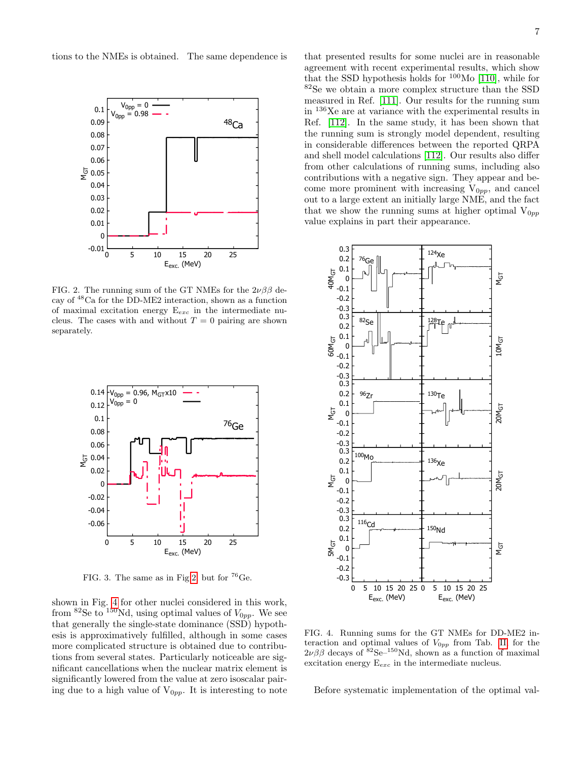tions to the NMEs is obtained. The same dependence is shown in Fig. 4 for other nuclei considered in this work, from $^{82}$Se to $^{150}$Nd, using optimal values of $V_{0pp}$. We see that generally the single-state dominance (SSD) hypothesis is approximatively fulfilled, although in some cases more complicated structure is obtained due to contributions from several states. Particularly noticeable are significant cancellations when the nuclear matrix element is significantly lowered from the value at zero isoscalar pairing due to a high value of $V_{0pp}$. It is interesting to note that presented results for some nuclei are in reasonable agreement with recent experimental results, which show that the SSD hypothesis holds for $^{100}$Mo [110], while for $^{82}$Se we obtain a more complex structure than the SSD measured in Ref. [111]. Our results for the running sum in $^{136}$Xe are at variance with the experimental results in Ref. [112]. In the same study, it has been shown that the running sum is strongly model dependent, resulting in considerable differences between the reported QRPA and shell model calculations [112]. Our results also differ from other calculations of running sums, including also contributions with a negative sign. They appear and become more prominent with increasing $V_{0pp}$, and cancel out to a large extent an initially large NME, and the fact that we show the running sums at higher optimal $V_{0pp}$ value explains in part their appearance.

FIG. 2. The running sum of the GT NMEs for the $2\nu\beta\beta$ decay of $^{48}$Ca for the DD-ME2 interaction, shown as a function of maximal excitation energy $E_{exc}$ in the intermediate nucleus. The cases with and without $T = 0$ pairing are shown separately.

FIG. 3. The same as in Fig 2 but for $^{76}$Ge.

FIG. 4. Running sums for the GT NMEs for DD-ME2 interaction and optimal values of $V_{0pp}$ from Tab. II for the $2\nu\beta\beta$ decays of $^{82}$Se–$^{150}$Nd, shown as a function of maximal excitation energy $E_{exc}$ in the intermediate nucleus.

Before systematic implementation of the optimal val-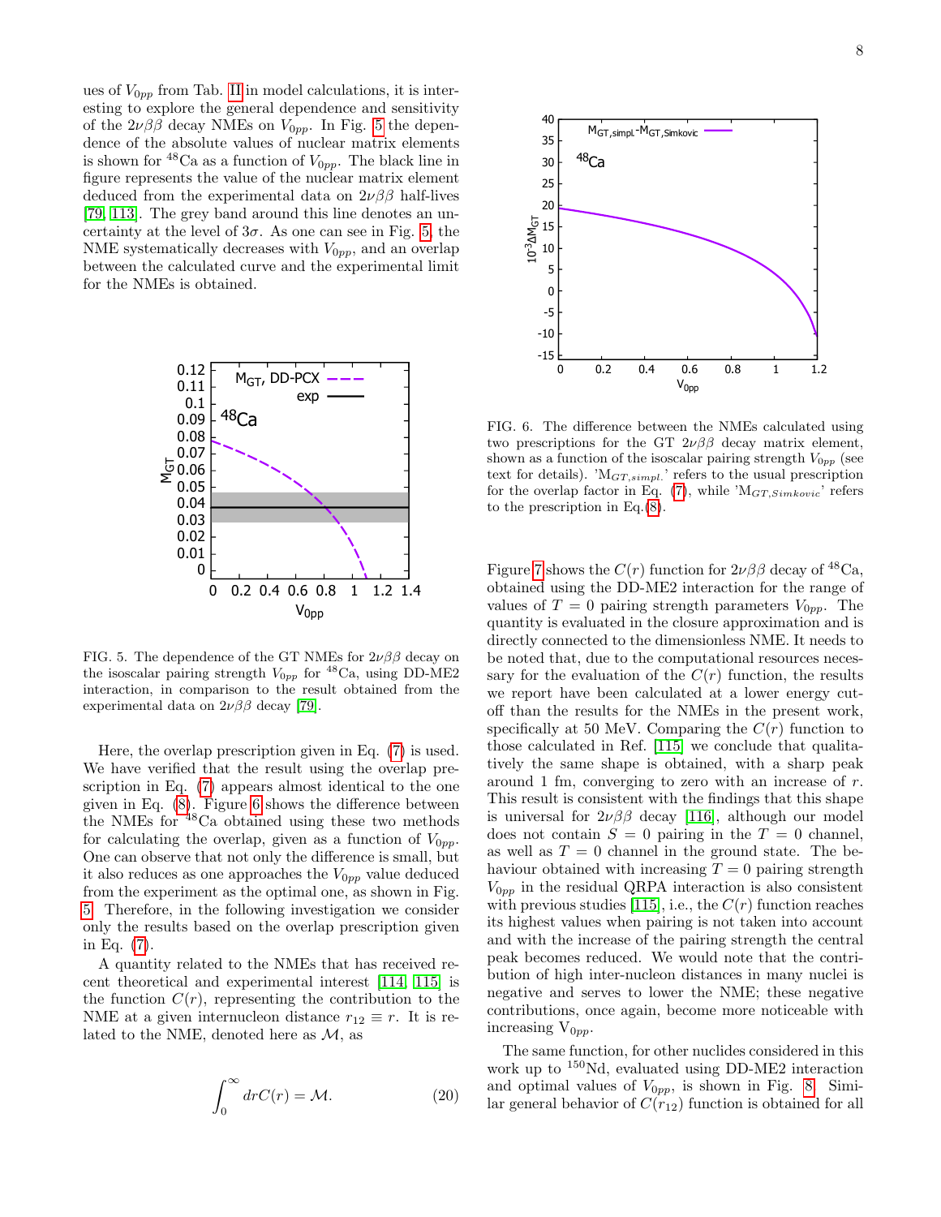ues of $V_{0pp}$ from Tab. II in model calculations, it is interesting to explore the general dependence and sensitivity of the $2\nu\beta\beta$ decay NMEs on $V_{0pp}$. In Fig. 5 the dependence of the absolute values of nuclear matrix elements is shown for $^{48}$Ca as a function of $V_{0pp}$. The black line in figure represents the value of the nuclear matrix element deduced from the experimental data on $2\nu\beta\beta$ half-lives [79, 113]. The grey band around this line denotes an uncertainty at the level of $3\sigma$. As one can see in Fig. 5, the NME systematically decreases with $V_{0pp}$, and an overlap between the calculated curve and the experimental limit for the NMEs is obtained.

FIG. 5. The dependence of the GT NMEs for $2\nu\beta\beta$ decay on the isoscalar pairing strength $V_{0pp}$ for $^{48}$Ca, using DD-ME2 interaction, in comparison to the result obtained from the experimental data on $2\nu\beta\beta$ decay [79].

Here, the overlap prescription given in Eq. (7) is used. We have verified that the result using the overlap prescription in Eq. (7) appears almost identical to the one given in Eq. (8). Figure 6 shows the difference between the NMEs for $^{48}$Ca obtained using these two methods for calculating the overlap, given as a function of $V_{0pp}$. One can observe that not only the difference is small, but it also reduces as one approaches the $V_{0pp}$ value deduced from the experiment as the optimal one, as shown in Fig. 5. Therefore, in the following investigation we consider only the results based on the overlap prescription given in Eq. (7).

A quantity related to the NMEs that has received recent theoretical and experimental interest [114, 115] is the function $C(r)$, representing the contribution to the NME at a given internucleon distance $r_{12} \equiv r$. It is related to the NME, denoted here as $\mathcal{M}$, as

$$\int_0^\infty dr C(r) = \mathcal{M}. \tag{20}$$

FIG. 6. The difference between the NMEs calculated using two prescriptions for the GT $2\nu\beta\beta$ decay matrix element, shown as a function of the isoscalar pairing strength $V_{0pp}$ (see text for details). '$M_{GT,simpl.}$' refers to the usual prescription for the overlap factor in Eq. (7), while '$M_{GT,Simkovic}$' refers to the prescription in Eq.(8).

Figure 7 shows the $C(r)$ function for $2\nu\beta\beta$ decay of $^{48}$Ca, obtained using the DD-ME2 interaction for the range of values of $T = 0$ pairing strength parameters $V_{0pp}$. The quantity is evaluated in the closure approximation and is directly connected to the dimensionless NME. It needs to be noted that, due to the computational resources necessary for the evaluation of the $C(r)$ function, the results we report have been calculated at a lower energy cutoff than the results for the NMEs in the present work, specifically at 50 MeV. Comparing the $C(r)$ function to those calculated in Ref. [115] we conclude that qualitatively the same shape is obtained, with a sharp peak around 1 fm, converging to zero with an increase of $r$. This result is consistent with the findings that this shape is universal for $2\nu\beta\beta$ decay [116], although our model does not contain $S = 0$ pairing in the $T = 0$ channel, as well as $T = 0$ channel in the ground state. The behaviour obtained with increasing $T = 0$ pairing strength $V_{0pp}$ in the residual QRPA interaction is also consistent with previous studies [115], i.e., the $C(r)$ function reaches its highest values when pairing is not taken into account and with the increase of the pairing strength the central peak becomes reduced. We would note that the contribution of high inter-nucleon distances in many nuclei is negative and serves to lower the NME; these negative contributions, once again, become more noticeable with increasing $V_{0pp}$.

The same function, for other nuclides considered in this work up to $^{150}$Nd, evaluated using DD-ME2 interaction and optimal values of $V_{0pp}$, is shown in Fig. 8. Similar general behavior of $C(r_{12})$ function is obtained for all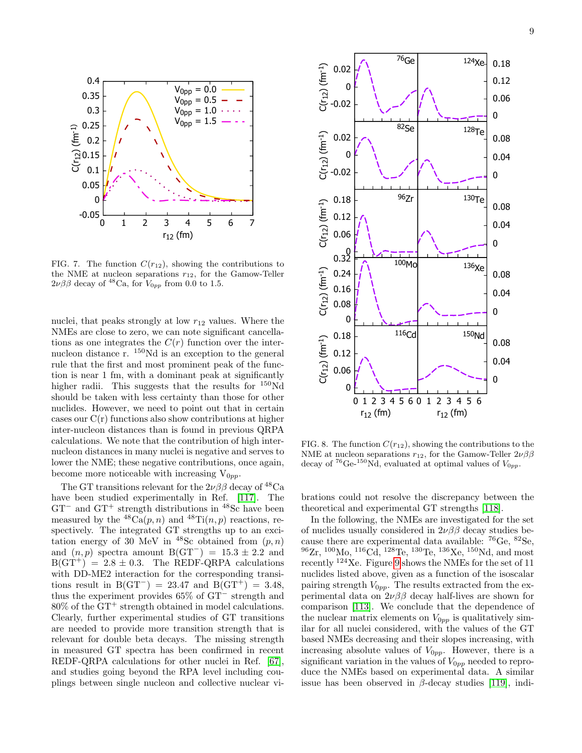FIG. 7. The function $C(r_{12})$, showing the contributions to the NME at nucleon separations $r_{12}$, for the Gamow-Teller $2\nu\beta\beta$ decay of $^{48}$Ca, for $V_{0pp}$ from 0.0 to 1.5.

FIG. 8. The function $C(r_{12})$, showing the contributions to the NME at nucleon separations $r_{12}$, for the Gamow-Teller $2\nu\beta\beta$ decay of $^{76}$Ge-$^{150}$Nd, evaluated at optimal values of $V_{0pp}$.

nuclei, that peaks strongly at low $r_{12}$ values. Where the NMEs are close to zero, we can note significant cancellations as one integrates the $C(r)$ function over the inter-nucleon distance r. $^{150}$Nd is an exception to the general rule that the first and most prominent peak of the function is near 1 fm, with a dominant peak at significantly higher radii. This suggests that the results for $^{150}$Nd should be taken with less certainty than those for other nuclides. However, we need to point out that in certain cases our C(r) functions also show contributions at higher inter-nucleon distances than is found in previous QRPA calculations. We note that the contribution of high inter-nucleon distances in many nuclei is negative and serves to lower the NME; these negative contributions, once again, become more noticeable with increasing $V_{0pp}$.

The GT transitions relevant for the $2\nu\beta\beta$ decay of $^{48}$Ca have been studied experimentally in Ref. [117]. The GT$^-$ and GT$^+$ strength distributions in $^{48}$Sc have been measured by the $^{48}$Ca$(p,n)$ and $^{48}$Ti$(n,p)$ reactions, respectively. The integrated GT strengths up to an excitation energy of 30 MeV in $^{48}$Sc obtained from $(p,n)$ and $(n,p)$ spectra amount B(GT$^-$) = 15.3 ± 2.2 and B(GT$^+$) = 2.8 ± 0.3. The REDF-QRPA calculations with DD-ME2 interaction for the corresponding transitions result in B(GT$^-$) = 23.47 and B(GT$^+$) = 3.48, thus the experiment provides 65% of GT$^-$ strength and 80% of the GT$^+$ strength obtained in model calculations. Clearly, further experimental studies of GT transitions are needed to provide more transition strength that is relevant for double beta decays. The missing strength in measured GT spectra has been confirmed in recent REDF-QRPA calculations for other nuclei in Ref. [67], and studies going beyond the RPA level including couplings between single nucleon and collective nuclear vibrations could not resolve the discrepancy between the theoretical and experimental GT strengths [118].

In the following, the NMEs are investigated for the set of nuclides usually considered in $2\nu\beta\beta$ decay studies because there are experimental data available: $^{76}$Ge, $^{82}$Se, $^{96}$Zr, $^{100}$Mo, $^{116}$Cd, $^{128}$Te, $^{130}$Te, $^{136}$Xe, $^{150}$Nd, and most recently $^{124}$Xe. Figure 9 shows the NMEs for the set of 11 nuclides listed above, given as a function of the isoscalar pairing strength $V_{0pp}$. The results extracted from the experimental data on $2\nu\beta\beta$ decay half-lives are shown for comparison [113]. We conclude that the dependence of the nuclear matrix elements on $V_{0pp}$ is qualitatively similar for all nuclei considered, with the values of the GT based NMEs decreasing and their slopes increasing, with increasing absolute values of $V_{0pp}$. However, there is a significant variation in the values of $V_{0pp}$ needed to reproduce the NMEs based on experimental data. A similar issue has been observed in $\beta$-decay studies [119], indi-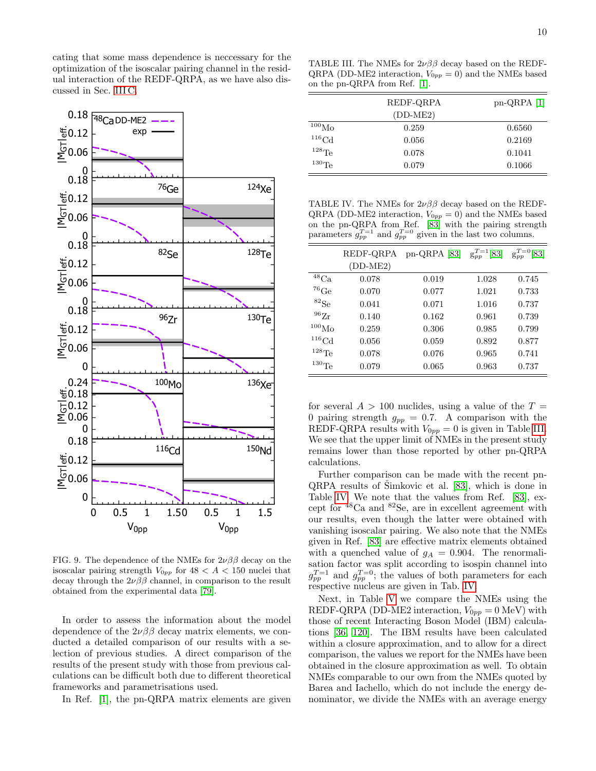cating that some mass dependence is neccessary for the optimization of the isoscalar pairing channel in the residual interaction of the REDF-QRPA, as we have also discussed in Sec. III C.

FIG. 9. The dependence of the NMEs for $2\nu\beta\beta$ decay on the isoscalar pairing strength $V_{0pp}$ for $48 < A < 150$ nuclei that decay through the $2\nu\beta\beta$ channel, in comparison to the result obtained from the experimental data [79].

In order to assess the information about the model dependence of the $2\nu\beta\beta$ decay matrix elements, we conducted a detailed comparison of our results with a selection of previous studies. A direct comparison of the results of the present study with those from previous calculations can be difficult both due to different theoretical frameworks and parametrisations used.

In Ref. [1], the pn-QRPA matrix elements are given for several $A > 100$ nuclides, using a value of the $T = 0$ pairing strength $g_{pp} = 0.7$. A comparison with the REDF-QRPA results with $V_{0pp} = 0$ is given in Table III. We see that the upper limit of NMEs in the present study remains lower than those reported by other pn-QRPA calculations.

TABLE III. The NMEs for $2\nu\beta\beta$ decay based on the REDF-QRPA (DD-ME2 interaction, $V_{0pp} = 0$) and the NMEs based on the pn-QRPA from Ref. [1].

| | REDF-QRPA (DD-ME2) | pn-QRPA [1] |
|---|---|---|
| $^{100}$Mo | 0.259 | 0.6560 |
| $^{116}$Cd | 0.056 | 0.2169 |
| $^{128}$Te | 0.078 | 0.1041 |
| $^{130}$Te | 0.079 | 0.1066 |

Further comparison can be made with the recent pn-QRPA results of Šimkovic et al. [83], which is done in Table IV. We note that the values from Ref. [83], except for $^{48}$Ca and $^{82}$Se, are in excellent agreement with our results, even though the latter were obtained with vanishing isoscalar pairing. We also note that the NMEs given in Ref. [83] are effective matrix elements obtained with a quenched value of $g_A = 0.904$. The renormalisation factor was split according to isospin channel into $g_{pp}^{T=1}$ and $g_{pp}^{T=0}$; the values of both parameters for each respective nucleus are given in Tab. IV.

TABLE IV. The NMEs for $2\nu\beta\beta$ decay based on the REDF-QRPA (DD-ME2 interaction, $V_{0pp} = 0$) and the NMEs based on the pn-QRPA from Ref. [83] with the pairing strength parameters $g_{pp}^{T=1}$ and $g_{pp}^{T=0}$ given in the last two columns.

| | REDF-QRPA (DD-ME2) | pn-QRPA [83] | $g_{pp}^{T=1}$ [83] | $g_{pp}^{T=0}$ [83] |
|---|---|---|---|---|
| $^{48}$Ca | 0.078 | 0.019 | 1.028 | 0.745 |
| $^{76}$Ge | 0.070 | 0.077 | 1.021 | 0.733 |
| $^{82}$Se | 0.041 | 0.071 | 1.016 | 0.737 |
| $^{96}$Zr | 0.140 | 0.162 | 0.961 | 0.739 |
| $^{100}$Mo | 0.259 | 0.306 | 0.985 | 0.799 |
| $^{116}$Cd | 0.056 | 0.059 | 0.892 | 0.877 |
| $^{128}$Te | 0.078 | 0.076 | 0.965 | 0.741 |
| $^{130}$Te | 0.079 | 0.065 | 0.963 | 0.737 |

Next, in Table V we compare the NMEs using the REDF-QRPA (DD-ME2 interaction, $V_{0pp} = 0$ MeV) with those of recent Interacting Boson Model (IBM) calculations [36, 120]. The IBM results have been calculated within a closure approximation, and to allow for a direct comparison, the values we report for the NMEs have been obtained in the closure approximation as well. To obtain NMEs comparable to our own from the NMEs quoted by Barea and Iachello, which do not include the energy denominator, we divide the NMEs with an average energy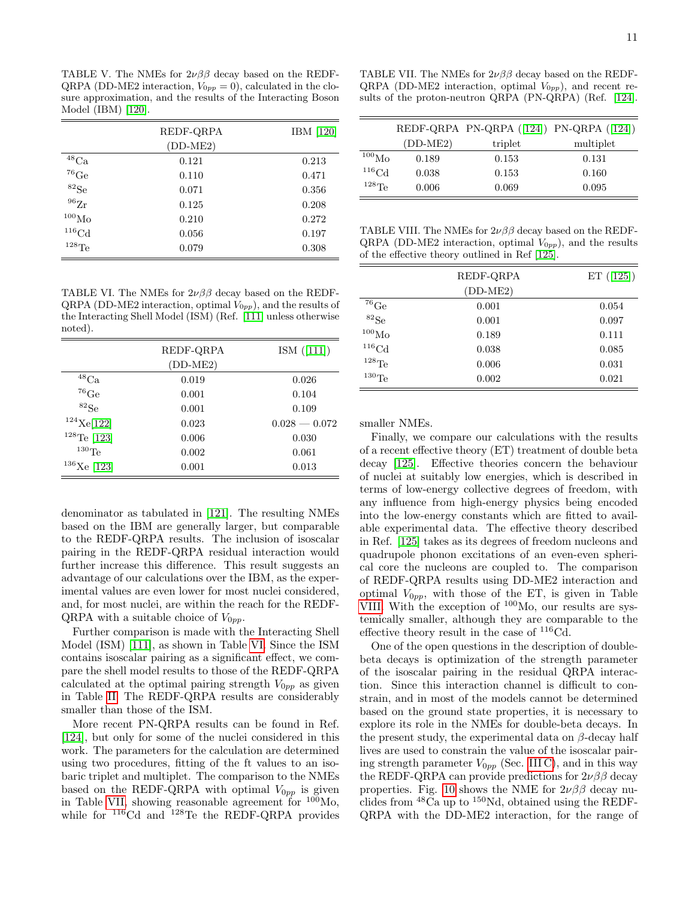TABLE V. The NMEs for $2\nu\beta\beta$ decay based on the REDF-QRPA (DD-ME2 interaction, $V_{0pp} = 0$), calculated in the closure approximation, and the results of the Interacting Boson Model (IBM) [120].

| | REDF-QRPA (DD-ME2) | IBM [120] |
|---|---|---|
| $^{48}$Ca | 0.121 | 0.213 |
| $^{76}$Ge | 0.110 | 0.471 |
| $^{82}$Se | 0.071 | 0.356 |
| $^{96}$Zr | 0.125 | 0.208 |
| $^{100}$Mo | 0.210 | 0.272 |
| $^{116}$Cd | 0.056 | 0.197 |
| $^{128}$Te | 0.079 | 0.308 |

TABLE VI. The NMEs for $2\nu\beta\beta$ decay based on the REDF-QRPA (DD-ME2 interaction, optimal $V_{0pp}$), and the results of the Interacting Shell Model (ISM) (Ref. [111] unless otherwise noted).

| | REDF-QRPA (DD-ME2) | ISM ([111]) |
|---|---|---|
| $^{48}$Ca | 0.019 | 0.026 |
| $^{76}$Ge | 0.001 | 0.104 |
| $^{82}$Se | 0.001 | 0.109 |
| $^{124}$Xe[122] | 0.023 | 0.028 — 0.072 |
| $^{128}$Te [123] | 0.006 | 0.030 |
| $^{130}$Te | 0.002 | 0.061 |
| $^{136}$Xe [123] | 0.001 | 0.013 |

denominator as tabulated in [121]. The resulting NMEs based on the IBM are generally larger, but comparable to the REDF-QRPA results. The inclusion of isoscalar pairing in the REDF-QRPA residual interaction would further increase this difference. This result suggests an advantage of our calculations over the IBM, as the experimental values are even lower for most nuclei considered, and, for most nuclei, are within the reach for the REDF-QRPA with a suitable choice of $V_{0pp}$.

Further comparison is made with the Interacting Shell Model (ISM) [111], as shown in Table VI. Since the ISM contains isoscalar pairing as a significant effect, we compare the shell model results to those of the REDF-QRPA calculated at the optimal pairing strength $V_{0pp}$ as given in Table II. The REDF-QRPA results are considerably smaller than those of the ISM.

More recent PN-QRPA results can be found in Ref. [124], but only for some of the nuclei considered in this work. The parameters for the calculation are determined using two procedures, fitting of the ft values to an isobaric triplet and multiplet. The comparison to the NMEs based on the REDF-QRPA with optimal $V_{0pp}$ is given in Table VII, showing reasonable agreement for $^{100}$Mo, while for $^{116}$Cd and $^{128}$Te the REDF-QRPA provides

TABLE VII. The NMEs for $2\nu\beta\beta$ decay based on the REDF-QRPA (DD-ME2 interaction, optimal $V_{0pp}$), and recent results of the proton-neutron QRPA (PN-QRPA) (Ref. [124].

| | REDF-QRPA (DD-ME2) | PN-QRPA ([124]) triplet | PN-QRPA ([124]) multiplet |
|---|---|---|---|
| $^{100}$Mo | 0.189 | 0.153 | 0.131 |
| $^{116}$Cd | 0.038 | 0.153 | 0.160 |
| $^{128}$Te | 0.006 | 0.069 | 0.095 |

TABLE VIII. The NMEs for $2\nu\beta\beta$ decay based on the REDF-QRPA (DD-ME2 interaction, optimal $V_{0pp}$), and the results of the effective theory outlined in Ref [125].

| | REDF-QRPA (DD-ME2) | ET ([125]) |
|---|---|---|
| $^{76}$Ge | 0.001 | 0.054 |
| $^{82}$Se | 0.001 | 0.097 |
| $^{100}$Mo | 0.189 | 0.111 |
| $^{116}$Cd | 0.038 | 0.085 |
| $^{128}$Te | 0.006 | 0.031 |
| $^{130}$Te | 0.002 | 0.021 |

smaller NMEs.

Finally, we compare our calculations with the results of a recent effective theory (ET) treatment of double beta decay [125]. Effective theories concern the behaviour of nuclei at suitably low energies, which is described in terms of low-energy collective degrees of freedom, with any influence from high-energy physics being encoded into the low-energy constants which are fitted to available experimental data. The effective theory described in Ref. [125] takes as its degrees of freedom nucleons and quadrupole phonon excitations of an even-even spherical core the nucleons are coupled to. The comparison of REDF-QRPA results using DD-ME2 interaction and optimal $V_{0pp}$, with those of the ET, is given in Table VIII. With the exception of $^{100}$Mo, our results are systemically smaller, although they are comparable to the effective theory result in the case of $^{116}$Cd.

One of the open questions in the description of double-beta decays is optimization of the strength parameter of the isoscalar pairing in the residual QRPA interaction. Since this interaction channel is difficult to constrain, and in most of the models cannot be determined based on the ground state properties, it is necessary to explore its role in the NMEs for double-beta decays. In the present study, the experimental data on $\beta$-decay half lives are used to constrain the value of the isoscalar pairing strength parameter $V_{0pp}$ (Sec. III C), and in this way the REDF-QRPA can provide predictions for $2\nu\beta\beta$ decay properties. Fig. 10 shows the NME for $2\nu\beta\beta$ decay nuclides from $^{48}$Ca up to $^{150}$Nd, obtained using the REDF-QRPA with the DD-ME2 interaction, for the range of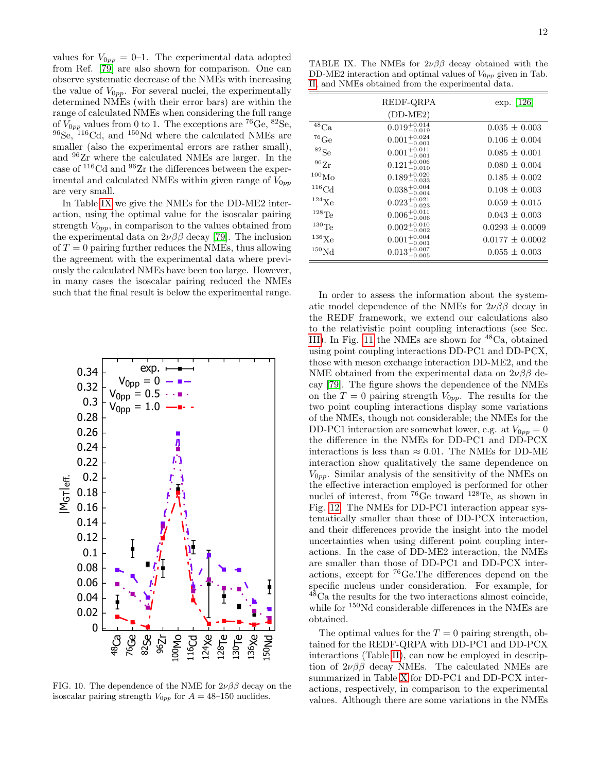values for $V_{0pp}$ = 0–1. The experimental data adopted from Ref. [79] are also shown for comparison. One can observe systematic decrease of the NMEs with increasing the value of $V_{0pp}$. For several nuclei, the experimentally determined NMEs (with their error bars) are within the range of calculated NMEs when considering the full range of $V_{0pp}$ values from 0 to 1. The exceptions are $^{76}$Ge, $^{82}$Se, $^{96}$Se, $^{116}$Cd, and $^{150}$Nd where the calculated NMEs are smaller (also the experimental errors are rather small), and $^{96}$Zr where the calculated NMEs are larger. In the case of $^{116}$Cd and $^{96}$Zr the differences between the experimental and calculated NMEs within given range of $V_{0pp}$ are very small.

In Table IX we give the NMEs for the DD-ME2 interaction, using the optimal value for the isoscalar pairing strength $V_{0pp}$, in comparison to the values obtained from the experimental data on $2\nu\beta\beta$ decay [79]. The inclusion of $T = 0$ pairing further reduces the NMEs, thus allowing the agreement with the experimental data where previously the calculated NMEs have been too large. However, in many cases the isoscalar pairing reduced the NMEs such that the final result is below the experimental range.

FIG. 10. The dependence of the NME for $2\nu\beta\beta$ decay on the isoscalar pairing strength $V_{0pp}$ for $A = 48$–150 nuclides.

TABLE IX. The NMEs for $2\nu\beta\beta$ decay obtained with the DD-ME2 interaction and optimal values of $V_{0pp}$ given in Tab. II and NMEs obtained from the experimental data.

| | REDF-QRPA (DD-ME2) | exp. [126] |
|---|---|---|
| $^{48}$Ca | $0.019^{+0.014}_{-0.019}$ | 0.035 ± 0.003 |
| $^{76}$Ge | $0.001^{+0.024}_{-0.001}$ | 0.106 ± 0.004 |
| $^{82}$Se | $0.001^{+0.011}_{-0.001}$ | 0.085 ± 0.001 |
| $^{96}$Zr | $0.121^{+0.006}_{-0.010}$ | 0.080 ± 0.004 |
| $^{100}$Mo | $0.189^{+0.020}_{-0.033}$ | 0.185 ± 0.002 |
| $^{116}$Cd | $0.038^{+0.004}_{-0.004}$ | 0.108 ± 0.003 |
| $^{124}$Xe | $0.023^{+0.021}_{-0.023}$ | 0.059 ± 0.015 |
| $^{128}$Te | $0.006^{+0.011}_{-0.006}$ | 0.043 ± 0.003 |
| $^{130}$Te | $0.002^{+0.010}_{-0.002}$ | 0.0293 ± 0.0009 |
| $^{136}$Xe | $0.001^{+0.004}_{-0.001}$ | 0.0177 ± 0.0002 |
| $^{150}$Nd | $0.013^{+0.007}_{-0.005}$ | 0.055 ± 0.003 |

In order to assess the information about the systematic model dependence of the NMEs for $2\nu\beta\beta$ decay in the REDF framework, we extend our calculations also to the relativistic point coupling interactions (see Sec. III). In Fig. 11 the NMEs are shown for $^{48}$Ca, obtained using point coupling interactions DD-PC1 and DD-PCX, those with meson exchange interaction DD-ME2, and the NME obtained from the experimental data on $2\nu\beta\beta$ decay [79]. The figure shows the dependence of the NMEs on the $T = 0$ pairing strength $V_{0pp}$. The results for the two point coupling interactions display some variations of the NMEs, though not considerable; the NMEs for the DD-PC1 interaction are somewhat lower, e.g. at $V_{0pp} = 0$ the difference in the NMEs for DD-PC1 and DD-PCX interactions is less than ≈ 0.01. The NMEs for DD-ME interaction show qualitatively the same dependence on $V_{0pp}$. Similar analysis of the sensitivity of the NMEs on the effective interaction employed is performed for other nuclei of interest, from $^{76}$Ge toward $^{128}$Te, as shown in Fig. 12. The NMEs for DD-PC1 interaction appear systematically smaller than those of DD-PCX interaction, and their differences provide the insight into the model uncertainties when using different point coupling interactions. In the case of DD-ME2 interaction, the NMEs are smaller than those of DD-PC1 and DD-PCX interactions, except for $^{76}$Ge.The differences depend on the specific nucleus under consideration. For example, for $^{48}$Ca the results for the two interactions almost coincide, while for $^{150}$Nd considerable differences in the NMEs are obtained.

The optimal values for the $T = 0$ pairing strength, obtained for the REDF-QRPA with DD-PC1 and DD-PCX interactions (Table II), can now be employed in description of $2\nu\beta\beta$ decay NMEs. The calculated NMEs are summarized in Table X for DD-PC1 and DD-PCX interactions, respectively, in comparison to the experimental values. Although there are some variations in the NMEs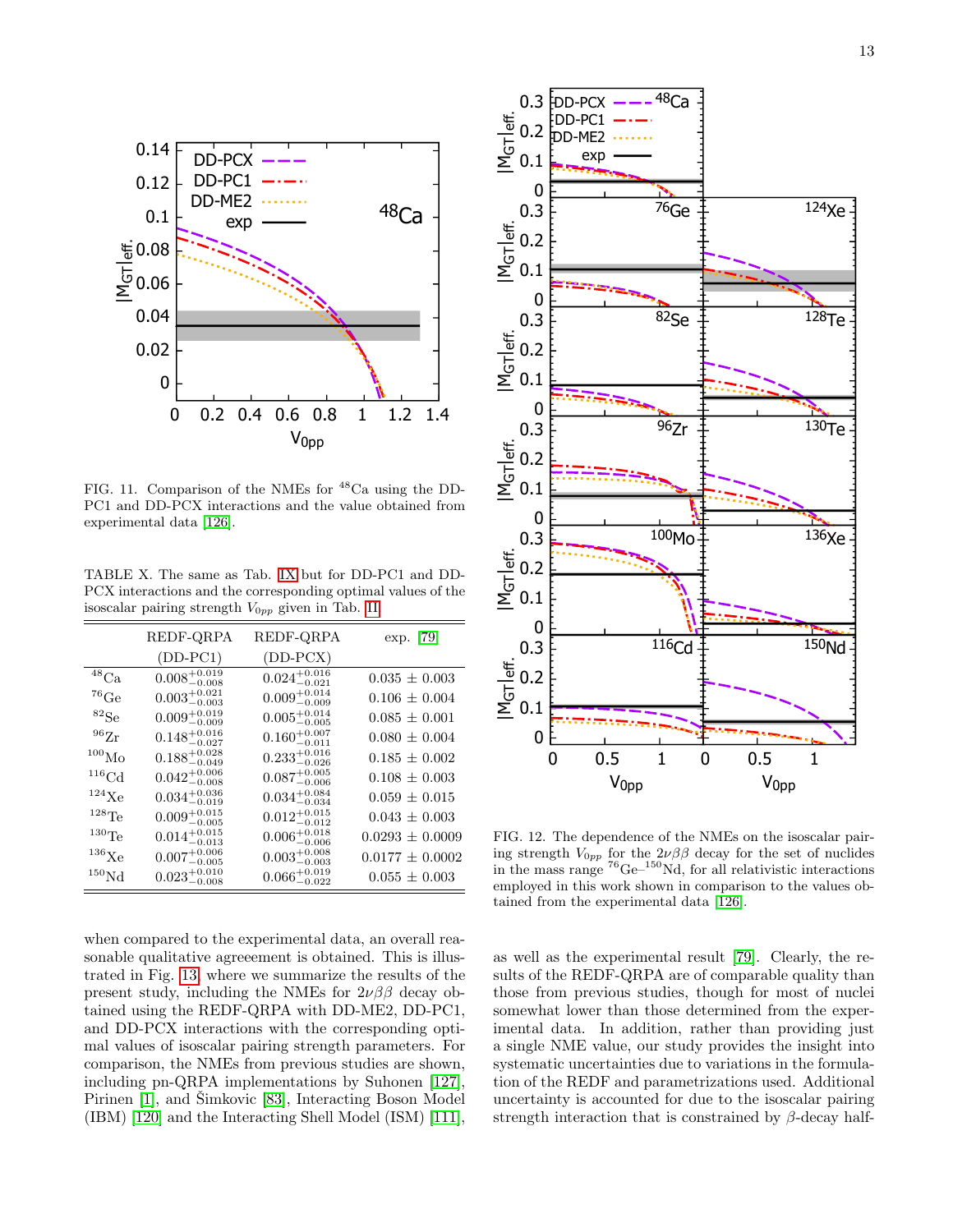FIG. 11. Comparison of the NMEs for $^{48}$Ca using the DD-PC1 and DD-PCX interactions and the value obtained from experimental data [126].

TABLE X. The same as Tab. IX but for DD-PC1 and DD-PCX interactions and the corresponding optimal values of the isoscalar pairing strength $V_{0pp}$ given in Tab. II.

| | REDF-QRPA (DD-PC1) | REDF-QRPA (DD-PCX) | exp. [79] |
|---|---|---|---|
| $^{48}$Ca | $0.008^{+0.019}_{-0.008}$ | $0.024^{+0.016}_{-0.021}$ | $0.035 \pm 0.003$ |
| $^{76}$Ge | $0.003^{+0.021}_{-0.003}$ | $0.009^{+0.014}_{-0.009}$ | $0.106 \pm 0.004$ |
| $^{82}$Se | $0.009^{+0.019}_{-0.009}$ | $0.005^{+0.014}_{-0.005}$ | $0.085 \pm 0.001$ |
| $^{96}$Zr | $0.148^{+0.016}_{-0.027}$ | $0.160^{+0.007}_{-0.011}$ | $0.080 \pm 0.004$ |
| $^{100}$Mo | $0.188^{+0.028}_{-0.049}$ | $0.233^{+0.016}_{-0.026}$ | $0.185 \pm 0.002$ |
| $^{116}$Cd | $0.042^{+0.006}_{-0.008}$ | $0.087^{+0.005}_{-0.006}$ | $0.108 \pm 0.003$ |
| $^{124}$Xe | $0.034^{+0.036}_{-0.019}$ | $0.034^{+0.084}_{-0.034}$ | $0.059 \pm 0.015$ |
| $^{128}$Te | $0.009^{+0.015}_{-0.005}$ | $0.012^{+0.015}_{-0.012}$ | $0.043 \pm 0.003$ |
| $^{130}$Te | $0.014^{+0.015}_{-0.013}$ | $0.006^{+0.018}_{-0.006}$ | $0.0293 \pm 0.0009$ |
| $^{136}$Xe | $0.007^{+0.006}_{-0.005}$ | $0.003^{+0.008}_{-0.003}$ | $0.0177 \pm 0.0002$ |
| $^{150}$Nd | $0.023^{+0.010}_{-0.008}$ | $0.066^{+0.019}_{-0.022}$ | $0.055 \pm 0.003$ |

FIG. 12. The dependence of the NMEs on the isoscalar pairing strength $V_{0pp}$ for the $2\nu\beta\beta$ decay for the set of nuclides in the mass range $^{76}$Ge–$^{150}$Nd, for all relativistic interactions employed in this work shown in comparison to the values obtained from the experimental data [126].

when compared to the experimental data, an overall reasonable qualitative agreeement is obtained. This is illustrated in Fig. 13, where we summarize the results of the present study, including the NMEs for $2\nu\beta\beta$ decay obtained using the REDF-QRPA with DD-ME2, DD-PC1, and DD-PCX interactions with the corresponding optimal values of isoscalar pairing strength parameters. For comparison, the NMEs from previous studies are shown, including pn-QRPA implementations by Suhonen [127], Pirinen [1], and Šimkovic [83], Interacting Boson Model (IBM) [120] and the Interacting Shell Model (ISM) [111], as well as the experimental result [79]. Clearly, the results of the REDF-QRPA are of comparable quality than those from previous studies, though for most of nuclei somewhat lower than those determined from the experimental data. In addition, rather than providing just a single NME value, our study provides the insight into systematic uncertainties due to variations in the formulation of the REDF and parametrizations used. Additional uncertainty is accounted for due to the isoscalar pairing strength interaction that is constrained by $\beta$-decay half-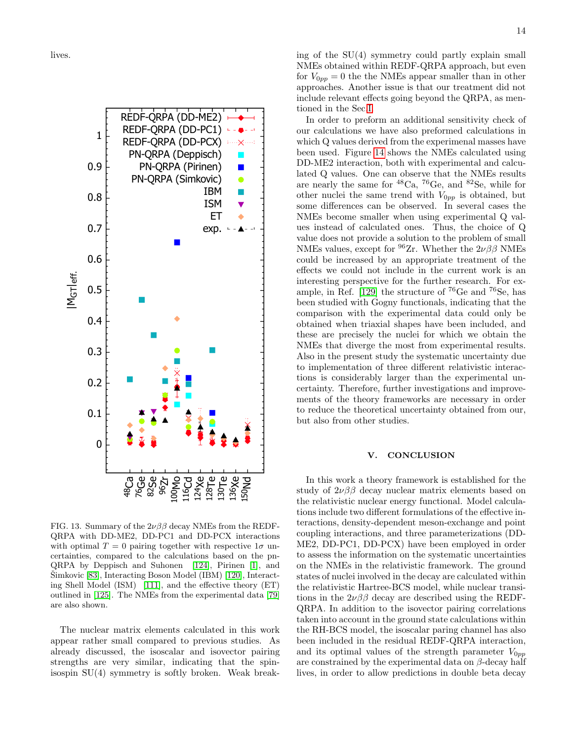lives.

FIG. 13. Summary of the $2\nu\beta\beta$ decay NMEs from the REDF-QRPA with DD-ME2, DD-PC1 and DD-PCX interactions with optimal $T = 0$ pairing together with respective $1\sigma$ uncertainties, compared to the calculations based on the pn-QRPA by Deppisch and Suhonen [124], Pirinen [1], and Šimkovic [83], Interacting Boson Model (IBM) [120], Interacting Shell Model (ISM) [111], and the effective theory (ET) outlined in [125]. The NMEs from the experimental data [79] are also shown.

The nuclear matrix elements calculated in this work appear rather small compared to previous studies. As already discussed, the isoscalar and isovector pairing strengths are very similar, indicating that the spin-isospin SU(4) symmetry is softly broken. Weak breaking of the SU(4) symmetry could partly explain small NMEs obtained within REDF-QRPA approach, but even for $V_{0pp} = 0$ the the NMEs appear smaller than in other approaches. Another issue is that our treatment did not include relevant effects going beyond the QRPA, as mentioned in the Sec. I.

In order to preform an additional sensitivity check of our calculations we have also preformed calculations in which Q values derived from the experimenal masses have been used. Figure 14 shows the NMEs calculated using DD-ME2 interaction, both with experimental and calculated Q values. One can observe that the NMEs results are nearly the same for $^{48}$Ca, $^{76}$Ge, and $^{82}$Se, while for other nuclei the same trend with $V_{0pp}$ is obtained, but some differences can be observed. In several cases the NMEs become smaller when using experimental Q values instead of calculated ones. Thus, the choice of Q value does not provide a solution to the problem of small NMEs values, except for $^{96}$Zr. Whether the $2\nu\beta\beta$ NMEs could be increased by an appropriate treatment of the effects we could not include in the current work is an interesting perspective for the further research. For example, in Ref. [129] the structure of $^{76}$Ge and $^{76}$Se, has been studied with Gogny functionals, indicating that the comparison with the experimental data could only be obtained when triaxial shapes have been included, and these are precisely the nuclei for which we obtain the NMEs that diverge the most from experimental results. Also in the present study the systematic uncertainty due to implementation of three different relativistic interactions is considerably larger than the experimental uncertainty. Therefore, further investigations and improvements of the theory frameworks are necessary in order to reduce the theoretical uncertainty obtained from our, but also from other studies.

## V. CONCLUSION

In this work a theory framework is established for the study of $2\nu\beta\beta$ decay nuclear matrix elements based on the relativistic nuclear energy functional. Model calculations include two different formulations of the effective interactions, density-dependent meson-exchange and point coupling interactions, and three parameterizations (DD-ME2, DD-PC1, DD-PCX) have been employed in order to assess the information on the systematic uncertainties on the NMEs in the relativistic framework. The ground states of nuclei involved in the decay are calculated within the relativistic Hartree-BCS model, while nuclear transitions in the $2\nu\beta\beta$ decay are described using the REDF-QRPA. In addition to the isovector pairing correlations taken into account in the ground state calculations within the RH-BCS model, the isoscalar paring channel has also been included in the residual REDF-QRPA interaction, and its optimal values of the strength parameter $V_{0pp}$ are constrained by the experimental data on $\beta$-decay half lives, in order to allow predictions in double beta decay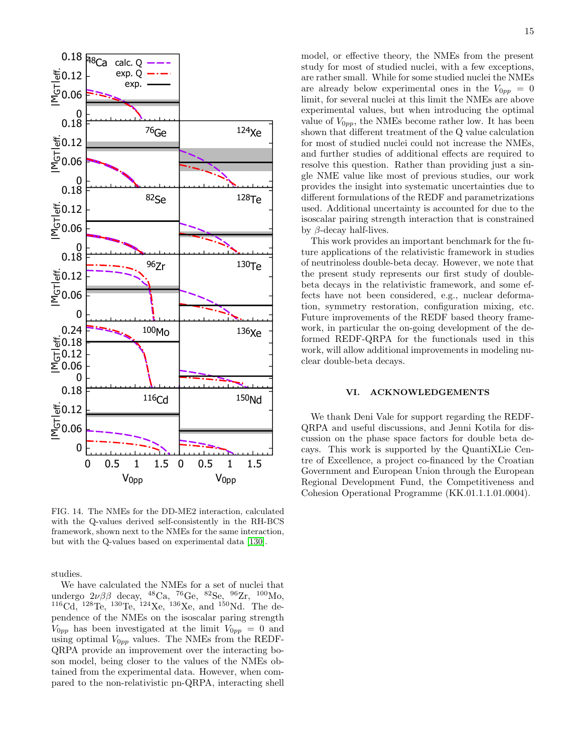FIG. 14. The NMEs for the DD-ME2 interaction, calculated with the Q-values derived self-consistently in the RH-BCS framework, shown next to the NMEs for the same interaction, but with the Q-values based on experimental data [130].

studies.

We have calculated the NMEs for a set of nuclei that undergo $2\nu\beta\beta$ decay, $^{48}$Ca, $^{76}$Ge, $^{82}$Se, $^{96}$Zr, $^{100}$Mo, $^{116}$Cd, $^{128}$Te, $^{130}$Te, $^{124}$Xe, $^{136}$Xe, and $^{150}$Nd. The dependence of the NMEs on the isoscalar paring strength $V_{0pp}$ has been investigated at the limit $V_{0pp} = 0$ and using optimal $V_{0pp}$ values. The NMEs from the REDF-QRPA provide an improvement over the interacting boson model, being closer to the values of the NMEs obtained from the experimental data. However, when compared to the non-relativistic pn-QRPA, interacting shell model, or effective theory, the NMEs from the present study for most of studied nuclei, with a few exceptions, are rather small. While for some studied nuclei the NMEs are already below experimental ones in the $V_{0pp} = 0$ limit, for several nuclei at this limit the NMEs are above experimental values, but when introducing the optimal value of $V_{0pp}$, the NMEs become rather low. It has been shown that different treatment of the Q value calculation for most of studied nuclei could not increase the NMEs, and further studies of additional effects are required to resolve this question. Rather than providing just a single NME value like most of previous studies, our work provides the insight into systematic uncertainties due to different formulations of the REDF and parametrizations used. Additional uncertainty is accounted for due to the isoscalar pairing strength interaction that is constrained by $\beta$-decay half-lives.

This work provides an important benchmark for the future applications of the relativistic framework in studies of neutrinoless double-beta decay. However, we note that the present study represents our first study of double-beta decays in the relativistic framework, and some effects have not been considered, e.g., nuclear deformation, symmetry restoration, configuration mixing, etc. Future improvements of the REDF based theory framework, in particular the on-going development of the deformed REDF-QRPA for the functionals used in this work, will allow additional improvements in modeling nuclear double-beta decays.

## VI. ACKNOWLEDGEMENTS

We thank Deni Vale for support regarding the REDF-QRPA and useful discussions, and Jenni Kotila for discussion on the phase space factors for double beta decays. This work is supported by the QuantiXLie Centre of Excellence, a project co-financed by the Croatian Government and European Union through the European Regional Development Fund, the Competitiveness and Cohesion Operational Programme (KK.01.1.1.01.0004).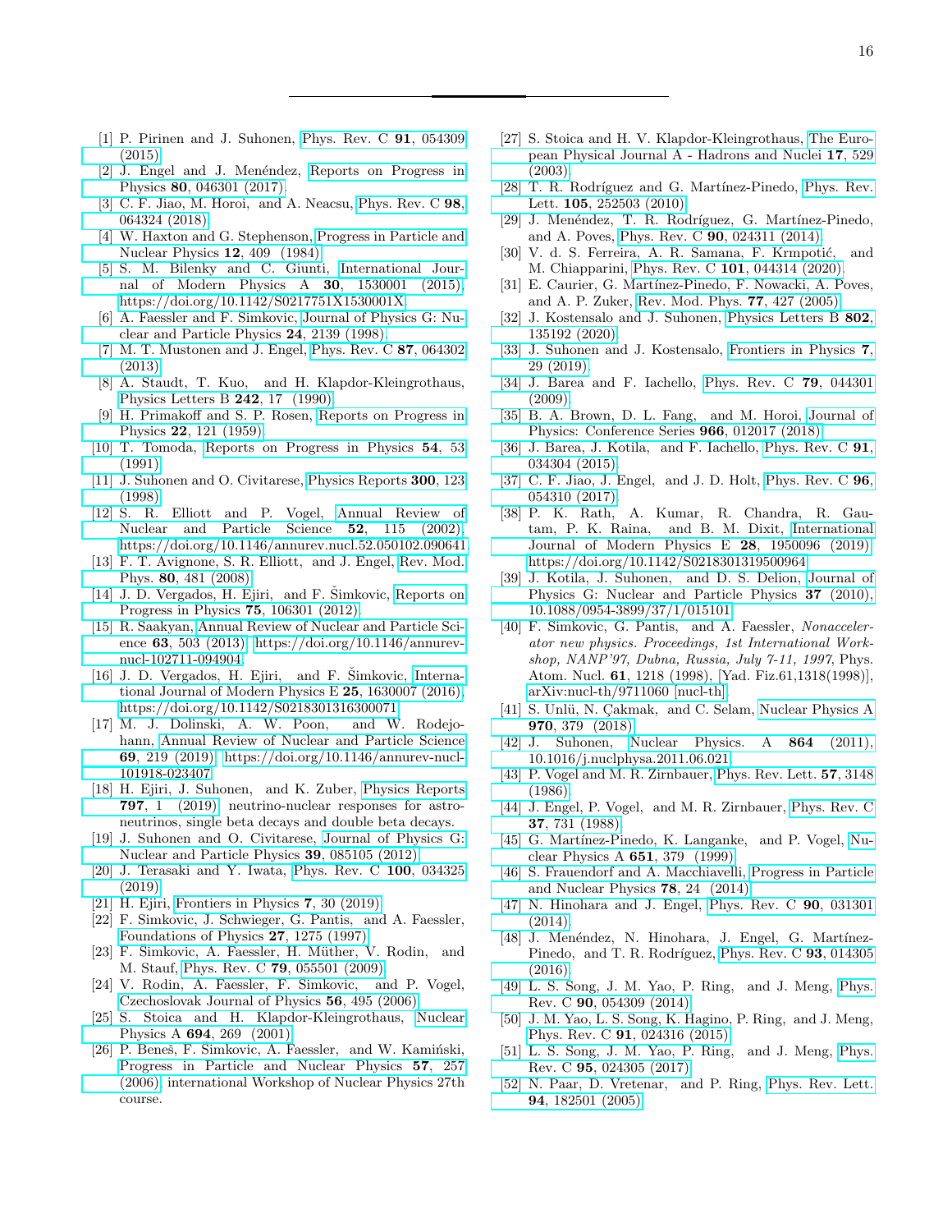---

[1] P. Pirinen and J. Suhonen, Phys. Rev. C **91**, 054309 (2015).

[2] J. Engel and J. Menéndez, Reports on Progress in Physics **80**, 046301 (2017).

[3] C. F. Jiao, M. Horoi, and A. Neacsu, Phys. Rev. C **98**, 064324 (2018).

[4] W. Haxton and G. Stephenson, Progress in Particle and Nuclear Physics **12**, 409 (1984).

[5] S. M. Bilenky and C. Giunti, International Journal of Modern Physics A **30**, 1530001 (2015), https://doi.org/10.1142/S0217751X1530001X.

[6] A. Faessler and F. Simkovic, Journal of Physics G: Nuclear and Particle Physics **24**, 2139 (1998).

[7] M. T. Mustonen and J. Engel, Phys. Rev. C **87**, 064302 (2013).

[8] A. Staudt, T. Kuo, and H. Klapdor-Kleingrothaus, Physics Letters B **242**, 17 (1990).

[9] H. Primakoff and S. P. Rosen, Reports on Progress in Physics **22**, 121 (1959).

[10] T. Tomoda, Reports on Progress in Physics **54**, 53 (1991).

[11] J. Suhonen and O. Civitarese, Physics Reports **300**, 123 (1998).

[12] S. R. Elliott and P. Vogel, Annual Review of Nuclear and Particle Science **52**, 115 (2002), https://doi.org/10.1146/annurev.nucl.52.050102.090641.

[13] F. T. Avignone, S. R. Elliott, and J. Engel, Rev. Mod. Phys. **80**, 481 (2008).

[14] J. D. Vergados, H. Ejiri, and F. Šimkovic, Reports on Progress in Physics **75**, 106301 (2012).

[15] R. Saakyan, Annual Review of Nuclear and Particle Science **63**, 503 (2013), https://doi.org/10.1146/annurev-nucl-102711-094904.

[16] J. D. Vergados, H. Ejiri, and F. Šimkovic, International Journal of Modern Physics E **25**, 1630007 (2016), https://doi.org/10.1142/S0218301316300071.

[17] M. J. Dolinski, A. W. Poon, and W. Rodejohann, Annual Review of Nuclear and Particle Science **69**, 219 (2019), https://doi.org/10.1146/annurev-nucl-101918-023407.

[18] H. Ejiri, J. Suhonen, and K. Zuber, Physics Reports **797**, 1 (2019), neutrino-nuclear responses for astro-neutrinos, single beta decays and double beta decays.

[19] J. Suhonen and O. Civitarese, Journal of Physics G: Nuclear and Particle Physics **39**, 085105 (2012).

[20] J. Terasaki and Y. Iwata, Phys. Rev. C **100**, 034325 (2019).

[21] H. Ejiri, Frontiers in Physics **7**, 30 (2019).

[22] F. Simkovic, J. Schwieger, G. Pantis, and A. Faessler, Foundations of Physics **27**, 1275 (1997).

[23] F. Simkovic, A. Faessler, H. Müther, V. Rodin, and M. Stauf, Phys. Rev. C **79**, 055501 (2009).

[24] V. Rodin, A. Faessler, F. Simkovic, and P. Vogel, Czechoslovak Journal of Physics **56**, 495 (2006).

[25] S. Stoica and H. Klapdor-Kleingrothaus, Nuclear Physics A **694**, 269 (2001).

[26] P. Beneš, F. Šimkovic, A. Faessler, and W. Kamiński, Progress in Particle and Nuclear Physics **57**, 257 (2006), international Workshop of Nuclear Physics 27th course.

[27] S. Stoica and H. V. Klapdor-Kleingrothaus, The European Physical Journal A - Hadrons and Nuclei **17**, 529 (2003).

[28] T. R. Rodríguez and G. Martínez-Pinedo, Phys. Rev. Lett. **105**, 252503 (2010).

[29] J. Menéndez, T. R. Rodríguez, G. Martínez-Pinedo, and A. Poves, Phys. Rev. C **90**, 024311 (2014).

[30] V. d. S. Ferreira, A. R. Samana, F. Krmpotić, and M. Chiapparini, Phys. Rev. C **101**, 044314 (2020).

[31] E. Caurier, G. Martínez-Pinedo, F. Nowacki, A. Poves, and A. P. Zuker, Rev. Mod. Phys. **77**, 427 (2005).

[32] J. Kostensalo and J. Suhonen, Physics Letters B **802**, 135192 (2020).

[33] J. Suhonen and J. Kostensalo, Frontiers in Physics **7**, 29 (2019).

[34] J. Barea and F. Iachello, Phys. Rev. C **79**, 044301 (2009).

[35] B. A. Brown, D. L. Fang, and M. Horoi, Journal of Physics: Conference Series **966**, 012017 (2018).

[36] J. Barea, J. Kotila, and F. Iachello, Phys. Rev. C **91**, 034304 (2015).

[37] C. F. Jiao, J. Engel, and J. D. Holt, Phys. Rev. C **96**, 054310 (2017).

[38] P. K. Rath, A. Kumar, R. Chandra, R. Gautam, P. K. Raina, and B. M. Dixit, International Journal of Modern Physics E **28**, 1950096 (2019), https://doi.org/10.1142/S0218301319500964.

[39] J. Kotila, J. Suhonen, and D. S. Delion, Journal of Physics G: Nuclear and Particle Physics **37** (2010), 10.1088/0954-3899/37/1/015101.

[40] F. Simkovic, G. Pantis, and A. Faessler, *Nonaccelerator new physics. Proceedings, 1st International Workshop, NANP'97, Dubna, Russia, July 7-11, 1997*, Phys. Atom. Nucl. **61**, 1218 (1998), [Yad. Fiz.61,1318(1998)], arXiv:nucl-th/9711060 [nucl-th].

[41] S. Unlü, N. Çakmak, and C. Selam, Nuclear Physics A **970**, 379 (2018).

[42] J. Suhonen, Nuclear Physics. A **864** (2011), 10.1016/j.nuclphysa.2011.06.021.

[43] P. Vogel and M. R. Zirnbauer, Phys. Rev. Lett. **57**, 3148 (1986).

[44] J. Engel, P. Vogel, and M. R. Zirnbauer, Phys. Rev. C **37**, 731 (1988).

[45] G. Martínez-Pinedo, K. Langanke, and P. Vogel, Nuclear Physics A **651**, 379 (1999).

[46] S. Frauendorf and A. Macchiavelli, Progress in Particle and Nuclear Physics **78**, 24 (2014).

[47] N. Hinohara and J. Engel, Phys. Rev. C **90**, 031301 (2014).

[48] J. Menéndez, N. Hinohara, J. Engel, G. Martínez-Pinedo, and T. R. Rodríguez, Phys. Rev. C **93**, 014305 (2016).

[49] L. S. Song, J. M. Yao, P. Ring, and J. Meng, Phys. Rev. C **90**, 054309 (2014).

[50] J. M. Yao, L. S. Song, K. Hagino, P. Ring, and J. Meng, Phys. Rev. C **91**, 024316 (2015).

[51] L. S. Song, J. M. Yao, P. Ring, and J. Meng, Phys. Rev. C **95**, 024305 (2017).

[52] N. Paar, D. Vretenar, and P. Ring, Phys. Rev. Lett. **94**, 182501 (2005).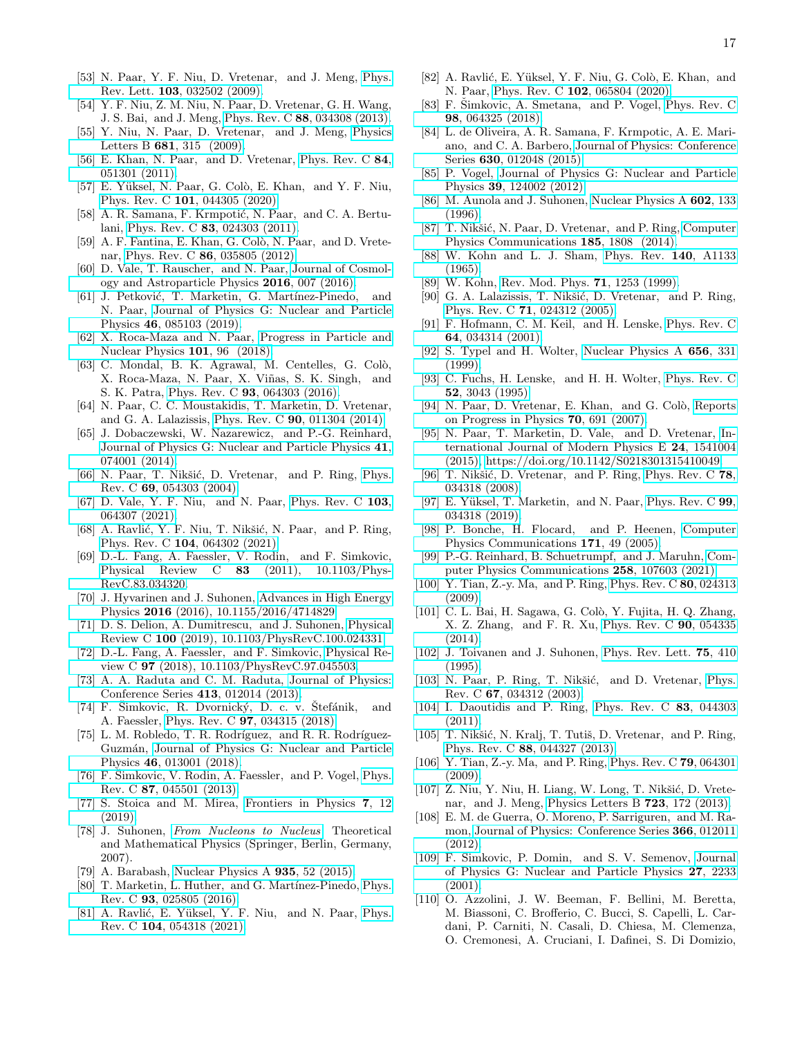[53] N. Paar, Y. F. Niu, D. Vretenar, and J. Meng, Phys. Rev. Lett. **103**, 032502 (2009).

[54] Y. F. Niu, Z. M. Niu, N. Paar, D. Vretenar, G. H. Wang, J. S. Bai, and J. Meng, Phys. Rev. C **88**, 034308 (2013).

[55] Y. Niu, N. Paar, D. Vretenar, and J. Meng, Physics Letters B **681**, 315 (2009).

[56] E. Khan, N. Paar, and D. Vretenar, Phys. Rev. C **84**, 051301 (2011).

[57] E. Yüksel, N. Paar, G. Colò, E. Khan, and Y. F. Niu, Phys. Rev. C **101**, 044305 (2020).

[58] A. R. Samana, F. Krmpotić, N. Paar, and C. A. Bertulani, Phys. Rev. C **83**, 024303 (2011).

[59] A. F. Fantina, E. Khan, G. Colò, N. Paar, and D. Vretenar, Phys. Rev. C **86**, 035805 (2012).

[60] D. Vale, T. Rauscher, and N. Paar, Journal of Cosmology and Astroparticle Physics **2016**, 007 (2016).

[61] J. Petković, T. Marketin, G. Martínez-Pinedo, and N. Paar, Journal of Physics G: Nuclear and Particle Physics **46**, 085103 (2019).

[62] X. Roca-Maza and N. Paar, Progress in Particle and Nuclear Physics **101**, 96 (2018).

[63] C. Mondal, B. K. Agrawal, M. Centelles, G. Colò, X. Roca-Maza, N. Paar, X. Viñas, S. K. Singh, and S. K. Patra, Phys. Rev. C **93**, 064303 (2016).

[64] N. Paar, C. C. Moustakidis, T. Marketin, D. Vretenar, and G. A. Lalazissis, Phys. Rev. C **90**, 011304 (2014).

[65] J. Dobaczewski, W. Nazarewicz, and P.-G. Reinhard, Journal of Physics G: Nuclear and Particle Physics **41**, 074001 (2014).

[66] N. Paar, T. Nikšić, D. Vretenar, and P. Ring, Phys. Rev. C **69**, 054303 (2004).

[67] D. Vale, Y. F. Niu, and N. Paar, Phys. Rev. C **103**, 064307 (2021).

[68] A. Ravlić, Y. F. Niu, T. Nikšić, N. Paar, and P. Ring, Phys. Rev. C **104**, 064302 (2021).

[69] D.-L. Fang, A. Faessler, V. Rodin, and F. Simkovic, Physical Review C **83** (2011), 10.1103/PhysRevC.83.034320.

[70] J. Hyvarinen and J. Suhonen, Advances in High Energy Physics **2016** (2016), 10.1155/2016/4714829.

[71] D. S. Delion, A. Dumitrescu, and J. Suhonen, Physical Review C **100** (2019), 10.1103/PhysRevC.100.024331.

[72] D.-L. Fang, A. Faessler, and F. Simkovic, Physical Review C **97** (2018), 10.1103/PhysRevC.97.045503.

[73] A. A. Raduta and C. M. Raduta, Journal of Physics: Conference Series **413**, 012014 (2013).

[74] F. Šimkovic, R. Dvornický, D. c. v. Štefánik, and A. Faessler, Phys. Rev. C **97**, 034315 (2018).

[75] L. M. Robledo, T. R. Rodríguez, and R. R. Rodríguez-Guzmán, Journal of Physics G: Nuclear and Particle Physics **46**, 013001 (2018).

[76] F. Simkovic, V. Rodin, A. Faessler, and P. Vogel, Phys. Rev. C **87**, 045501 (2013).

[77] S. Stoica and M. Mirea, Frontiers in Physics **7**, 12 (2019).

[78] J. Suhonen, *From Nucleons to Nucleus*, Theoretical and Mathematical Physics (Springer, Berlin, Germany, 2007).

[79] A. Barabash, Nuclear Physics A **935**, 52 (2015).

[80] T. Marketin, L. Huther, and G. Martínez-Pinedo, Phys. Rev. C **93**, 025805 (2016).

[81] A. Ravlić, E. Yüksel, Y. F. Niu, and N. Paar, Phys. Rev. C **104**, 054318 (2021).

[82] A. Ravlić, E. Yüksel, Y. F. Niu, G. Colò, E. Khan, and N. Paar, Phys. Rev. C **102**, 065804 (2020).

[83] F. Šimkovic, A. Smetana, and P. Vogel, Phys. Rev. C **98**, 064325 (2018).

[84] L. de Oliveira, A. R. Samana, F. Krmpotic, A. E. Mariano, and C. A. Barbero, Journal of Physics: Conference Series **630**, 012048 (2015).

[85] P. Vogel, Journal of Physics G: Nuclear and Particle Physics **39**, 124002 (2012).

[86] M. Aunola and J. Suhonen, Nuclear Physics A **602**, 133 (1996).

[87] T. Nikšić, N. Paar, D. Vretenar, and P. Ring, Computer Physics Communications **185**, 1808 (2014).

[88] W. Kohn and L. J. Sham, Phys. Rev. **140**, A1133 (1965).

[89] W. Kohn, Rev. Mod. Phys. **71**, 1253 (1999).

[90] G. A. Lalazissis, T. Nikšić, D. Vretenar, and P. Ring, Phys. Rev. C **71**, 024312 (2005).

[91] F. Hofmann, C. M. Keil, and H. Lenske, Phys. Rev. C **64**, 034314 (2001).

[92] S. Typel and H. Wolter, Nuclear Physics A **656**, 331 (1999).

[93] C. Fuchs, H. Lenske, and H. H. Wolter, Phys. Rev. C **52**, 3043 (1995).

[94] N. Paar, D. Vretenar, E. Khan, and G. Colò, Reports on Progress in Physics **70**, 691 (2007).

[95] N. Paar, T. Marketin, D. Vale, and D. Vretenar, International Journal of Modern Physics E **24**, 1541004 (2015), https://doi.org/10.1142/S0218301315410049.

[96] T. Nikšić, D. Vretenar, and P. Ring, Phys. Rev. C **78**, 034318 (2008).

[97] E. Yüksel, T. Marketin, and N. Paar, Phys. Rev. C **99**, 034318 (2019).

[98] P. Bonche, H. Flocard, and P. Heenen, Computer Physics Communications **171**, 49 (2005).

[99] P.-G. Reinhard, B. Schuetrumpf, and J. Maruhn, Computer Physics Communications **258**, 107603 (2021).

[100] Y. Tian, Z.-y. Ma, and P. Ring, Phys. Rev. C **80**, 024313 (2009).

[101] C. L. Bai, H. Sagawa, G. Colò, Y. Fujita, H. Q. Zhang, X. Z. Zhang, and F. R. Xu, Phys. Rev. C **90**, 054335 (2014).

[102] J. Toivanen and J. Suhonen, Phys. Rev. Lett. **75**, 410 (1995).

[103] N. Paar, P. Ring, T. Nikšić, and D. Vretenar, Phys. Rev. C **67**, 034312 (2003).

[104] I. Daoutidis and P. Ring, Phys. Rev. C **83**, 044303 (2011).

[105] T. Nikšić, N. Kralj, T. Tutiš, D. Vretenar, and P. Ring, Phys. Rev. C **88**, 044327 (2013).

[106] Y. Tian, Z.-y. Ma, and P. Ring, Phys. Rev. C **79**, 064301 (2009).

[107] Z. Niu, Y. Niu, H. Liang, W. Long, T. Nikšić, D. Vretenar, and J. Meng, Physics Letters B **723**, 172 (2013).

[108] E. M. de Guerra, O. Moreno, P. Sarriguren, and M. Ramon, Journal of Physics: Conference Series **366**, 012011 (2012).

[109] F. Simkovic, P. Domin, and S. V. Semenov, Journal of Physics G: Nuclear and Particle Physics **27**, 2233 (2001).

[110] O. Azzolini, J. W. Beeman, F. Bellini, M. Beretta, M. Biassoni, C. Brofferio, C. Bucci, S. Capelli, L. Cardani, P. Carniti, N. Casali, D. Chiesa, M. Clemenza, O. Cremonesi, A. Cruciani, I. Dafinei, S. Di Domizio,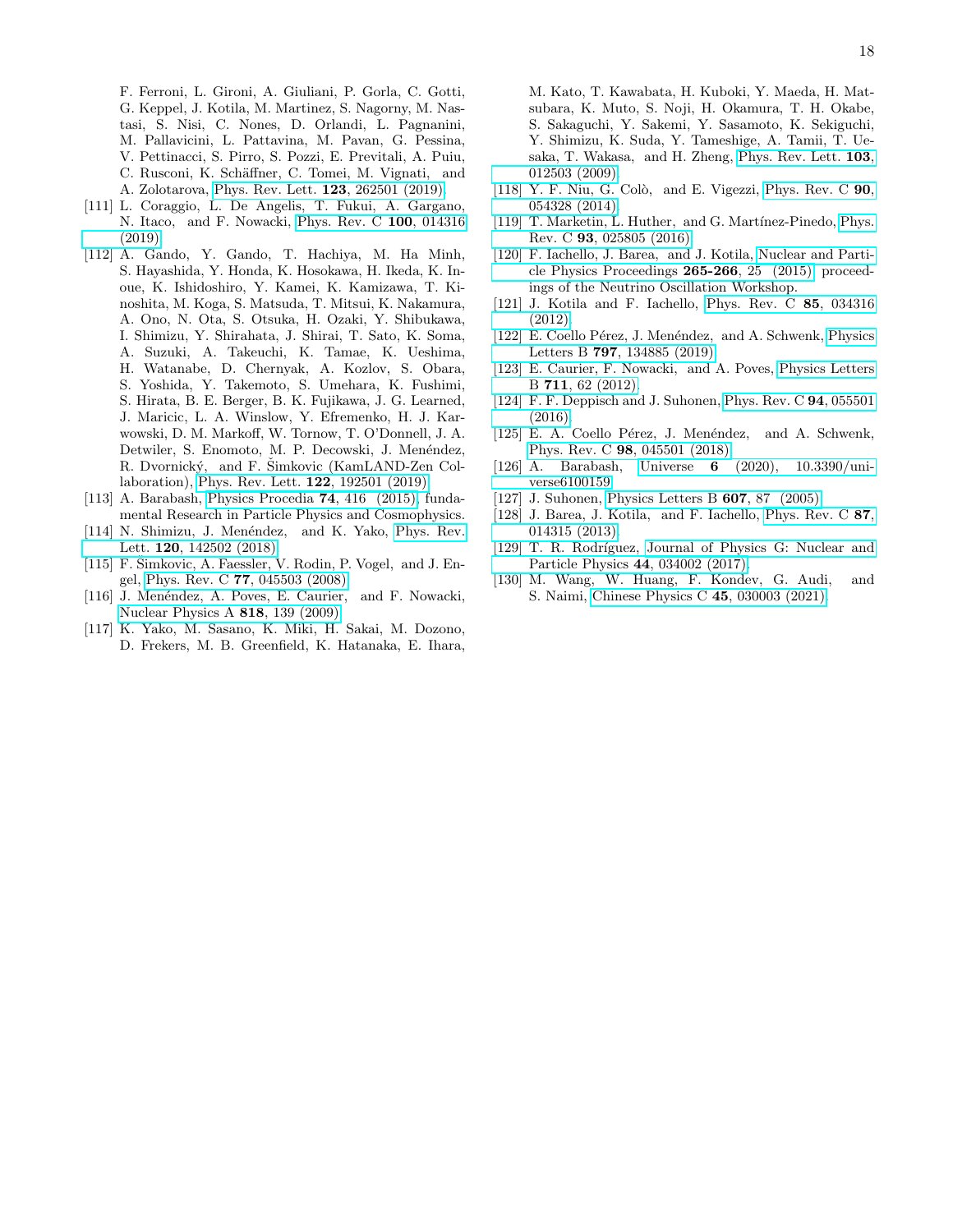F. Ferroni, L. Gironi, A. Giuliani, P. Gorla, C. Gotti, G. Keppel, J. Kotila, M. Martinez, S. Nagorny, M. Nastasi, S. Nisi, C. Nones, D. Orlandi, L. Pagnanini, M. Pallavicini, L. Pattavina, M. Pavan, G. Pessina, V. Pettinacci, S. Pirro, S. Pozzi, E. Previtali, A. Puiu, C. Rusconi, K. Schäffner, C. Tomei, M. Vignati, and A. Zolotarova, Phys. Rev. Lett. **123**, 262501 (2019).

[111] L. Coraggio, L. De Angelis, T. Fukui, A. Gargano, N. Itaco, and F. Nowacki, Phys. Rev. C **100**, 014316 (2019).

[112] A. Gando, Y. Gando, T. Hachiya, M. Ha Minh, S. Hayashida, Y. Honda, K. Hosokawa, H. Ikeda, K. Inoue, K. Ishidoshiro, Y. Kamei, K. Kamizawa, T. Kinoshita, M. Koga, S. Matsuda, T. Mitsui, K. Nakamura, A. Ono, N. Ota, S. Otsuka, H. Ozaki, Y. Shibukawa, I. Shimizu, Y. Shirahata, J. Shirai, T. Sato, K. Soma, A. Suzuki, A. Takeuchi, K. Tamae, K. Ueshima, H. Watanabe, D. Chernyak, A. Kozlov, S. Obara, S. Yoshida, Y. Takemoto, S. Umehara, K. Fushimi, S. Hirata, B. E. Berger, B. K. Fujikawa, J. G. Learned, J. Maricic, L. A. Winslow, Y. Efremenko, H. J. Karwowski, D. M. Markoff, W. Tornow, T. O'Donnell, J. A. Detwiler, S. Enomoto, M. P. Decowski, J. Menéndez, R. Dvornický, and F. Šimkovic (KamLAND-Zen Collaboration), Phys. Rev. Lett. **122**, 192501 (2019).

[113] A. Barabash, Physics Procedia **74**, 416 (2015), fundamental Research in Particle Physics and Cosmophysics.

[114] N. Shimizu, J. Menéndez, and K. Yako, Phys. Rev. Lett. **120**, 142502 (2018).

[115] F. Šimkovic, A. Faessler, V. Rodin, P. Vogel, and J. Engel, Phys. Rev. C **77**, 045503 (2008).

[116] J. Menéndez, A. Poves, E. Caurier, and F. Nowacki, Nuclear Physics A **818**, 139 (2009).

[117] K. Yako, M. Sasano, K. Miki, H. Sakai, M. Dozono, D. Frekers, M. B. Greenfield, K. Hatanaka, E. Ihara, M. Kato, T. Kawabata, H. Kuboki, Y. Maeda, H. Matsubara, K. Muto, S. Noji, H. Okamura, T. H. Okabe, S. Sakaguchi, Y. Sakemi, Y. Sasamoto, K. Sekiguchi, Y. Shimizu, K. Suda, Y. Tameshige, A. Tamii, T. Uesaka, T. Wakasa, and H. Zheng, Phys. Rev. Lett. **103**, 012503 (2009).

[118] Y. F. Niu, G. Colò, and E. Vigezzi, Phys. Rev. C **90**, 054328 (2014).

[119] T. Marketin, L. Huther, and G. Martínez-Pinedo, Phys. Rev. C **93**, 025805 (2016).

[120] F. Iachello, J. Barea, and J. Kotila, Nuclear and Particle Physics Proceedings **265-266**, 25 (2015), proceedings of the Neutrino Oscillation Workshop.

[121] J. Kotila and F. Iachello, Phys. Rev. C **85**, 034316 (2012).

[122] E. Coello Pérez, J. Menéndez, and A. Schwenk, Physics Letters B **797**, 134885 (2019).

[123] E. Caurier, F. Nowacki, and A. Poves, Physics Letters B **711**, 62 (2012).

[124] F. F. Deppisch and J. Suhonen, Phys. Rev. C **94**, 055501 (2016).

[125] E. A. Coello Pérez, J. Menéndez, and A. Schwenk, Phys. Rev. C **98**, 045501 (2018).

[126] A. Barabash, Universe **6** (2020), 10.3390/universe6100159.

[127] J. Suhonen, Physics Letters B **607**, 87 (2005).

[128] J. Barea, J. Kotila, and F. Iachello, Phys. Rev. C **87**, 014315 (2013).

[129] T. R. Rodríguez, Journal of Physics G: Nuclear and Particle Physics **44**, 034002 (2017).

[130] M. Wang, W. Huang, F. Kondev, G. Audi, and S. Naimi, Chinese Physics C **45**, 030003 (2021).